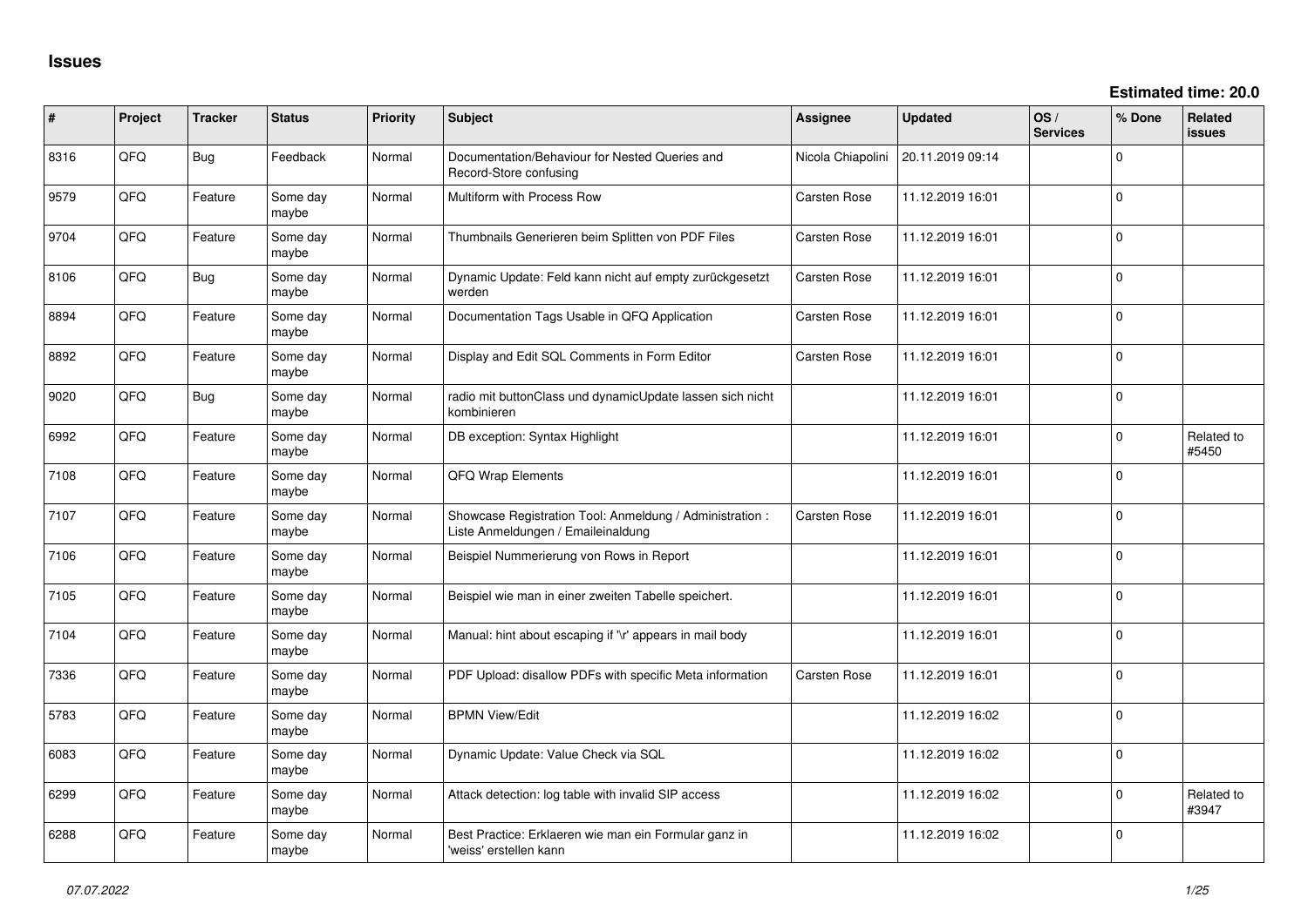## Issues

**Estimated time: 20.0**

| # | Project | Tracker | Status | Priority | Subject | Assignee | Updated | OS / Services | % Done | Related issues |
|---|---|---|---|---|---|---|---|---|---|---|
| 8316 | QFQ | Bug | Feedback | Normal | Documentation/Behaviour for Nested Queries and Record-Store confusing | Nicola Chiapolini | 20.11.2019 09:14 | | 0 | |
| 9579 | QFQ | Feature | Some day maybe | Normal | Multiform with Process Row | Carsten Rose | 11.12.2019 16:01 | | 0 | |
| 9704 | QFQ | Feature | Some day maybe | Normal | Thumbnails Generieren beim Splitten von PDF Files | Carsten Rose | 11.12.2019 16:01 | | 0 | |
| 8106 | QFQ | Bug | Some day maybe | Normal | Dynamic Update: Feld kann nicht auf empty zurückgesetzt werden | Carsten Rose | 11.12.2019 16:01 | | 0 | |
| 8894 | QFQ | Feature | Some day maybe | Normal | Documentation Tags Usable in QFQ Application | Carsten Rose | 11.12.2019 16:01 | | 0 | |
| 8892 | QFQ | Feature | Some day maybe | Normal | Display and Edit SQL Comments in Form Editor | Carsten Rose | 11.12.2019 16:01 | | 0 | |
| 9020 | QFQ | Bug | Some day maybe | Normal | radio mit buttonClass und dynamicUpdate lassen sich nicht kombinieren | | 11.12.2019 16:01 | | 0 | |
| 6992 | QFQ | Feature | Some day maybe | Normal | DB exception: Syntax Highlight | | 11.12.2019 16:01 | | 0 | Related to #5450 |
| 7108 | QFQ | Feature | Some day maybe | Normal | QFQ Wrap Elements | | 11.12.2019 16:01 | | 0 | |
| 7107 | QFQ | Feature | Some day maybe | Normal | Showcase Registration Tool: Anmeldung / Administration : Liste Anmeldungen / Emaileinaldung | Carsten Rose | 11.12.2019 16:01 | | 0 | |
| 7106 | QFQ | Feature | Some day maybe | Normal | Beispiel Nummerierung von Rows in Report | | 11.12.2019 16:01 | | 0 | |
| 7105 | QFQ | Feature | Some day maybe | Normal | Beispiel wie man in einer zweiten Tabelle speichert. | | 11.12.2019 16:01 | | 0 | |
| 7104 | QFQ | Feature | Some day maybe | Normal | Manual: hint about escaping if '\r' appears in mail body | | 11.12.2019 16:01 | | 0 | |
| 7336 | QFQ | Feature | Some day maybe | Normal | PDF Upload: disallow PDFs with specific Meta information | Carsten Rose | 11.12.2019 16:01 | | 0 | |
| 5783 | QFQ | Feature | Some day maybe | Normal | BPMN View/Edit | | 11.12.2019 16:02 | | 0 | |
| 6083 | QFQ | Feature | Some day maybe | Normal | Dynamic Update: Value Check via SQL | | 11.12.2019 16:02 | | 0 | |
| 6299 | QFQ | Feature | Some day maybe | Normal | Attack detection: log table with invalid SIP access | | 11.12.2019 16:02 | | 0 | Related to #3947 |
| 6288 | QFQ | Feature | Some day maybe | Normal | Best Practice: Erklaeren wie man ein Formular ganz in 'weiss' erstellen kann | | 11.12.2019 16:02 | | 0 | |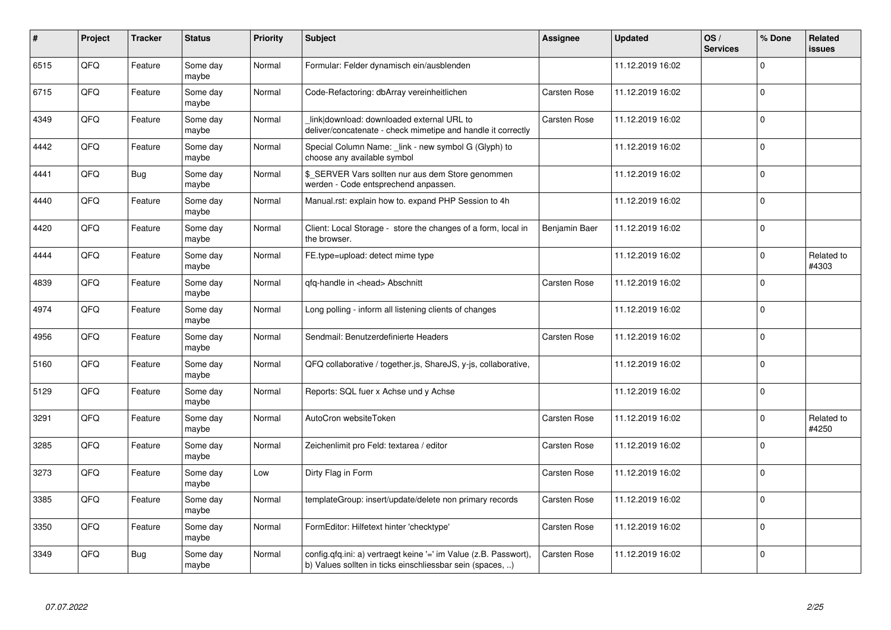| # | Project | Tracker | Status | Priority | Subject | Assignee | Updated | OS / Services | % Done | Related issues |
|---|---|---|---|---|---|---|---|---|---|---|
| 6515 | QFQ | Feature | Some day maybe | Normal | Formular: Felder dynamisch ein/ausblenden | | 11.12.2019 16:02 | | 0 | |
| 6715 | QFQ | Feature | Some day maybe | Normal | Code-Refactoring: dbArray vereinheitlichen | Carsten Rose | 11.12.2019 16:02 | | 0 | |
| 4349 | QFQ | Feature | Some day maybe | Normal | _link\|download: downloaded external URL to deliver/concatenate - check mimetipe and handle it correctly | Carsten Rose | 11.12.2019 16:02 | | 0 | |
| 4442 | QFQ | Feature | Some day maybe | Normal | Special Column Name: _link - new symbol G (Glyph) to choose any available symbol | | 11.12.2019 16:02 | | 0 | |
| 4441 | QFQ | Bug | Some day maybe | Normal | $_SERVER Vars sollten nur aus dem Store genommen werden - Code entsprechend anpassen. | | 11.12.2019 16:02 | | 0 | |
| 4440 | QFQ | Feature | Some day maybe | Normal | Manual.rst: explain how to. expand PHP Session to 4h | | 11.12.2019 16:02 | | 0 | |
| 4420 | QFQ | Feature | Some day maybe | Normal | Client: Local Storage - store the changes of a form, local in the browser. | Benjamin Baer | 11.12.2019 16:02 | | 0 | |
| 4444 | QFQ | Feature | Some day maybe | Normal | FE.type=upload: detect mime type | | 11.12.2019 16:02 | | 0 | Related to #4303 |
| 4839 | QFQ | Feature | Some day maybe | Normal | qfq-handle in <head> Abschnitt | Carsten Rose | 11.12.2019 16:02 | | 0 | |
| 4974 | QFQ | Feature | Some day maybe | Normal | Long polling - inform all listening clients of changes | | 11.12.2019 16:02 | | 0 | |
| 4956 | QFQ | Feature | Some day maybe | Normal | Sendmail: Benutzerdefinierte Headers | Carsten Rose | 11.12.2019 16:02 | | 0 | |
| 5160 | QFQ | Feature | Some day maybe | Normal | QFQ collaborative / together.js, ShareJS, y-js, collaborative, | | 11.12.2019 16:02 | | 0 | |
| 5129 | QFQ | Feature | Some day maybe | Normal | Reports: SQL fuer x Achse und y Achse | | 11.12.2019 16:02 | | 0 | |
| 3291 | QFQ | Feature | Some day maybe | Normal | AutoCron websiteToken | Carsten Rose | 11.12.2019 16:02 | | 0 | Related to #4250 |
| 3285 | QFQ | Feature | Some day maybe | Normal | Zeichenlimit pro Feld: textarea / editor | Carsten Rose | 11.12.2019 16:02 | | 0 | |
| 3273 | QFQ | Feature | Some day maybe | Low | Dirty Flag in Form | Carsten Rose | 11.12.2019 16:02 | | 0 | |
| 3385 | QFQ | Feature | Some day maybe | Normal | templateGroup: insert/update/delete non primary records | Carsten Rose | 11.12.2019 16:02 | | 0 | |
| 3350 | QFQ | Feature | Some day maybe | Normal | FormEditor: Hilfetext hinter 'checktype' | Carsten Rose | 11.12.2019 16:02 | | 0 | |
| 3349 | QFQ | Bug | Some day maybe | Normal | config.qfq.ini: a) vertraegt keine '=' im Value (z.B. Passwort), b) Values sollten in ticks einschliessbar sein (spaces, ..) | Carsten Rose | 11.12.2019 16:02 | | 0 | |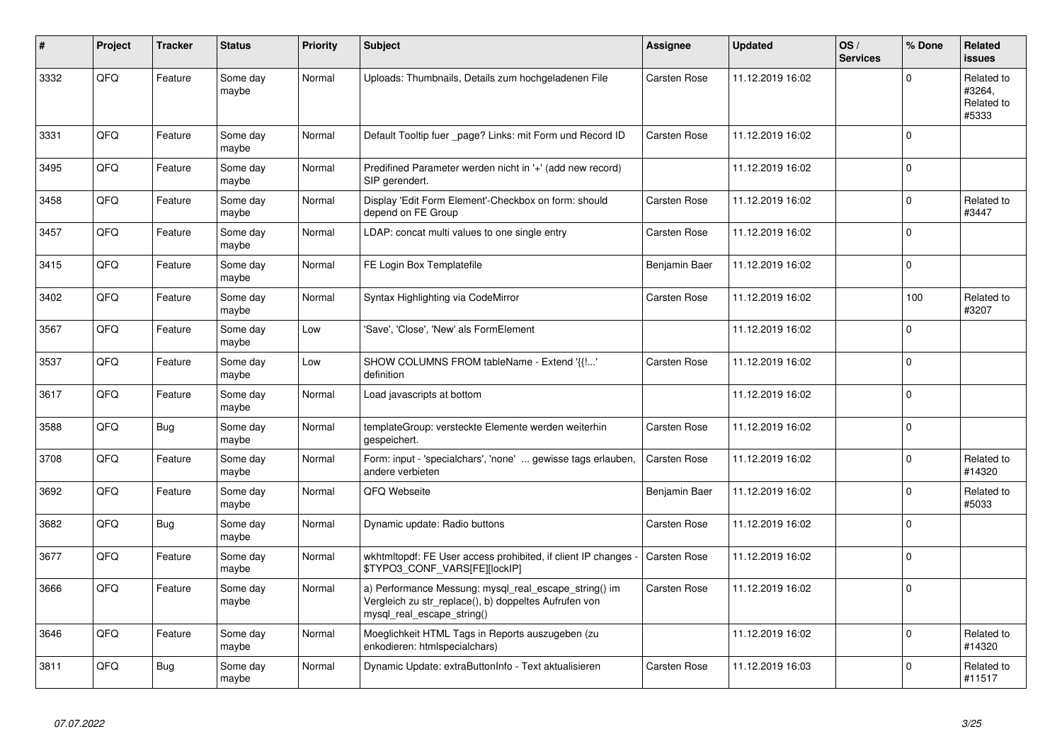| # | Project | Tracker | Status | Priority | Subject | Assignee | Updated | OS / Services | % Done | Related issues |
|---|---|---|---|---|---|---|---|---|---|---|
| 3332 | QFQ | Feature | Some day maybe | Normal | Uploads: Thumbnails, Details zum hochgeladenen File | Carsten Rose | 11.12.2019 16:02 | | 0 | Related to #3264, Related to #5333 |
| 3331 | QFQ | Feature | Some day maybe | Normal | Default Tooltip fuer _page? Links: mit Form und Record ID | Carsten Rose | 11.12.2019 16:02 | | 0 | |
| 3495 | QFQ | Feature | Some day maybe | Normal | Predifined Parameter werden nicht in '+' (add new record) SIP gerendert. | | 11.12.2019 16:02 | | 0 | |
| 3458 | QFQ | Feature | Some day maybe | Normal | Display 'Edit Form Element'-Checkbox on form: should depend on FE Group | Carsten Rose | 11.12.2019 16:02 | | 0 | Related to #3447 |
| 3457 | QFQ | Feature | Some day maybe | Normal | LDAP: concat multi values to one single entry | Carsten Rose | 11.12.2019 16:02 | | 0 | |
| 3415 | QFQ | Feature | Some day maybe | Normal | FE Login Box Templatefile | Benjamin Baer | 11.12.2019 16:02 | | 0 | |
| 3402 | QFQ | Feature | Some day maybe | Normal | Syntax Highlighting via CodeMirror | Carsten Rose | 11.12.2019 16:02 | | 100 | Related to #3207 |
| 3567 | QFQ | Feature | Some day maybe | Low | 'Save', 'Close', 'New' als FormElement | | 11.12.2019 16:02 | | 0 | |
| 3537 | QFQ | Feature | Some day maybe | Low | SHOW COLUMNS FROM tableName - Extend '{{!...' definition | Carsten Rose | 11.12.2019 16:02 | | 0 | |
| 3617 | QFQ | Feature | Some day maybe | Normal | Load javascripts at bottom | | 11.12.2019 16:02 | | 0 | |
| 3588 | QFQ | Bug | Some day maybe | Normal | templateGroup: versteckte Elemente werden weiterhin gespeichert. | Carsten Rose | 11.12.2019 16:02 | | 0 | |
| 3708 | QFQ | Feature | Some day maybe | Normal | Form: input - 'specialchars', 'none' ... gewisse tags erlauben, andere verbieten | Carsten Rose | 11.12.2019 16:02 | | 0 | Related to #14320 |
| 3692 | QFQ | Feature | Some day maybe | Normal | QFQ Webseite | Benjamin Baer | 11.12.2019 16:02 | | 0 | Related to #5033 |
| 3682 | QFQ | Bug | Some day maybe | Normal | Dynamic update: Radio buttons | Carsten Rose | 11.12.2019 16:02 | | 0 | |
| 3677 | QFQ | Feature | Some day maybe | Normal | wkhtmltopdf: FE User access prohibited, if client IP changes - $TYPO3_CONF_VARS[FE][lockIP] | Carsten Rose | 11.12.2019 16:02 | | 0 | |
| 3666 | QFQ | Feature | Some day maybe | Normal | a) Performance Messung: mysql_real_escape_string() im Vergleich zu str_replace(), b) doppeltes Aufrufen von mysql_real_escape_string() | Carsten Rose | 11.12.2019 16:02 | | 0 | |
| 3646 | QFQ | Feature | Some day maybe | Normal | Moeglichkeit HTML Tags in Reports auszugeben (zu enkodieren: htmlspecialchars) | | 11.12.2019 16:02 | | 0 | Related to #14320 |
| 3811 | QFQ | Bug | Some day maybe | Normal | Dynamic Update: extraButtonInfo - Text aktualisieren | Carsten Rose | 11.12.2019 16:03 | | 0 | Related to #11517 |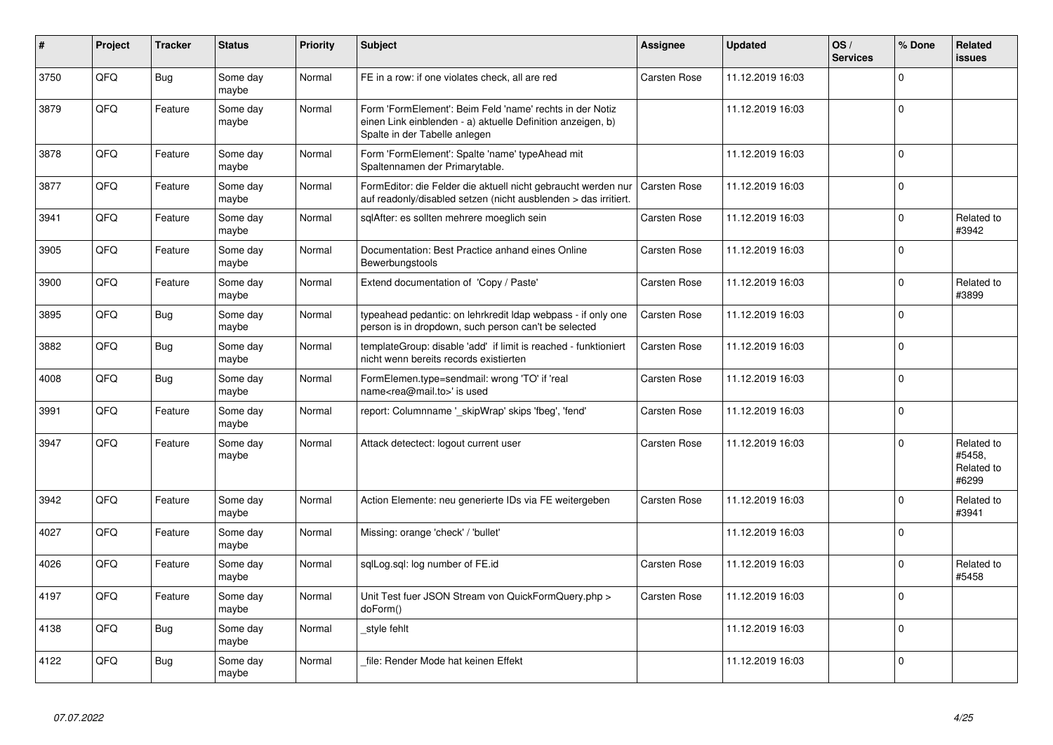| # | Project | Tracker | Status | Priority | Subject | Assignee | Updated | OS / Services | % Done | Related issues |
|---|---|---|---|---|---|---|---|---|---|---|
| 3750 | QFQ | Bug | Some day maybe | Normal | FE in a row: if one violates check, all are red | Carsten Rose | 11.12.2019 16:03 | | 0 | |
| 3879 | QFQ | Feature | Some day maybe | Normal | Form 'FormElement': Beim Feld 'name' rechts in der Notiz einen Link einblenden - a) aktuelle Definition anzeigen, b) Spalte in der Tabelle anlegen | | 11.12.2019 16:03 | | 0 | |
| 3878 | QFQ | Feature | Some day maybe | Normal | Form 'FormElement': Spalte 'name' typeAhead mit Spaltennamen der Primarytable. | | 11.12.2019 16:03 | | 0 | |
| 3877 | QFQ | Feature | Some day maybe | Normal | FormEditor: die Felder die aktuell nicht gebraucht werden nur auf readonly/disabled setzen (nicht ausblenden > das irritiert. | Carsten Rose | 11.12.2019 16:03 | | 0 | |
| 3941 | QFQ | Feature | Some day maybe | Normal | sqlAfter: es sollten mehrere moeglich sein | Carsten Rose | 11.12.2019 16:03 | | 0 | Related to #3942 |
| 3905 | QFQ | Feature | Some day maybe | Normal | Documentation: Best Practice anhand eines Online Bewerbungstools | Carsten Rose | 11.12.2019 16:03 | | 0 | |
| 3900 | QFQ | Feature | Some day maybe | Normal | Extend documentation of 'Copy / Paste' | Carsten Rose | 11.12.2019 16:03 | | 0 | Related to #3899 |
| 3895 | QFQ | Bug | Some day maybe | Normal | typeahead pedantic: on lehrkredit ldap webpass - if only one person is in dropdown, such person can't be selected | Carsten Rose | 11.12.2019 16:03 | | 0 | |
| 3882 | QFQ | Bug | Some day maybe | Normal | templateGroup: disable 'add' if limit is reached - funktioniert nicht wenn bereits records existierten | Carsten Rose | 11.12.2019 16:03 | | 0 | |
| 4008 | QFQ | Bug | Some day maybe | Normal | FormElemen.type=sendmail: wrong 'TO' if 'real name<rea@mail.to>' is used | Carsten Rose | 11.12.2019 16:03 | | 0 | |
| 3991 | QFQ | Feature | Some day maybe | Normal | report: Columnname '_skipWrap' skips 'fbeg', 'fend' | Carsten Rose | 11.12.2019 16:03 | | 0 | |
| 3947 | QFQ | Feature | Some day maybe | Normal | Attack detectect: logout current user | Carsten Rose | 11.12.2019 16:03 | | 0 | Related to #5458, Related to #6299 |
| 3942 | QFQ | Feature | Some day maybe | Normal | Action Elemente: neu generierte IDs via FE weitergeben | Carsten Rose | 11.12.2019 16:03 | | 0 | Related to #3941 |
| 4027 | QFQ | Feature | Some day maybe | Normal | Missing: orange 'check' / 'bullet' | | 11.12.2019 16:03 | | 0 | |
| 4026 | QFQ | Feature | Some day maybe | Normal | sqlLog.sql: log number of FE.id | Carsten Rose | 11.12.2019 16:03 | | 0 | Related to #5458 |
| 4197 | QFQ | Feature | Some day maybe | Normal | Unit Test fuer JSON Stream von QuickFormQuery.php > doForm() | Carsten Rose | 11.12.2019 16:03 | | 0 | |
| 4138 | QFQ | Bug | Some day maybe | Normal | _style fehlt | | 11.12.2019 16:03 | | 0 | |
| 4122 | QFQ | Bug | Some day maybe | Normal | _file: Render Mode hat keinen Effekt | | 11.12.2019 16:03 | | 0 | |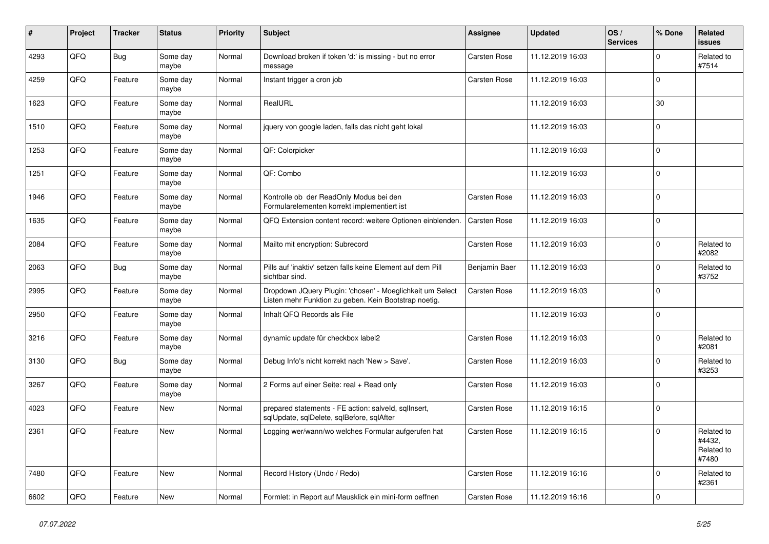| # | Project | Tracker | Status | Priority | Subject | Assignee | Updated | OS / Services | % Done | Related issues |
|---|---|---|---|---|---|---|---|---|---|---|
| 4293 | QFQ | Bug | Some day maybe | Normal | Download broken if token 'd:' is missing - but no error message | Carsten Rose | 11.12.2019 16:03 | | 0 | Related to #7514 |
| 4259 | QFQ | Feature | Some day maybe | Normal | Instant trigger a cron job | Carsten Rose | 11.12.2019 16:03 | | 0 | |
| 1623 | QFQ | Feature | Some day maybe | Normal | RealURL | | 11.12.2019 16:03 | | 30 | |
| 1510 | QFQ | Feature | Some day maybe | Normal | jquery von google laden, falls das nicht geht lokal | | 11.12.2019 16:03 | | 0 | |
| 1253 | QFQ | Feature | Some day maybe | Normal | QF: Colorpicker | | 11.12.2019 16:03 | | 0 | |
| 1251 | QFQ | Feature | Some day maybe | Normal | QF: Combo | | 11.12.2019 16:03 | | 0 | |
| 1946 | QFQ | Feature | Some day maybe | Normal | Kontrolle ob der ReadOnly Modus bei den Formularelementen korrekt implementiert ist | Carsten Rose | 11.12.2019 16:03 | | 0 | |
| 1635 | QFQ | Feature | Some day maybe | Normal | QFQ Extension content record: weitere Optionen einblenden. | Carsten Rose | 11.12.2019 16:03 | | 0 | |
| 2084 | QFQ | Feature | Some day maybe | Normal | Mailto mit encryption: Subrecord | Carsten Rose | 11.12.2019 16:03 | | 0 | Related to #2082 |
| 2063 | QFQ | Bug | Some day maybe | Normal | Pills auf 'inaktiv' setzen falls keine Element auf dem Pill sichtbar sind. | Benjamin Baer | 11.12.2019 16:03 | | 0 | Related to #3752 |
| 2995 | QFQ | Feature | Some day maybe | Normal | Dropdown JQuery Plugin: 'chosen' - Moeglichkeit um Select Listen mehr Funktion zu geben. Kein Bootstrap noetig. | Carsten Rose | 11.12.2019 16:03 | | 0 | |
| 2950 | QFQ | Feature | Some day maybe | Normal | Inhalt QFQ Records als File | | 11.12.2019 16:03 | | 0 | |
| 3216 | QFQ | Feature | Some day maybe | Normal | dynamic update für checkbox label2 | Carsten Rose | 11.12.2019 16:03 | | 0 | Related to #2081 |
| 3130 | QFQ | Bug | Some day maybe | Normal | Debug Info's nicht korrekt nach 'New > Save'. | Carsten Rose | 11.12.2019 16:03 | | 0 | Related to #3253 |
| 3267 | QFQ | Feature | Some day maybe | Normal | 2 Forms auf einer Seite: real + Read only | Carsten Rose | 11.12.2019 16:03 | | 0 | |
| 4023 | QFQ | Feature | New | Normal | prepared statements - FE action: salveld, sqlInsert, sqlUpdate, sqlDelete, sqlBefore, sqlAfter | Carsten Rose | 11.12.2019 16:15 | | 0 | |
| 2361 | QFQ | Feature | New | Normal | Logging wer/wann/wo welches Formular aufgerufen hat | Carsten Rose | 11.12.2019 16:15 | | 0 | Related to #4432, Related to #7480 |
| 7480 | QFQ | Feature | New | Normal | Record History (Undo / Redo) | Carsten Rose | 11.12.2019 16:16 | | 0 | Related to #2361 |
| 6602 | QFQ | Feature | New | Normal | Formlet: in Report auf Mausklick ein mini-form oeffnen | Carsten Rose | 11.12.2019 16:16 | | 0 | |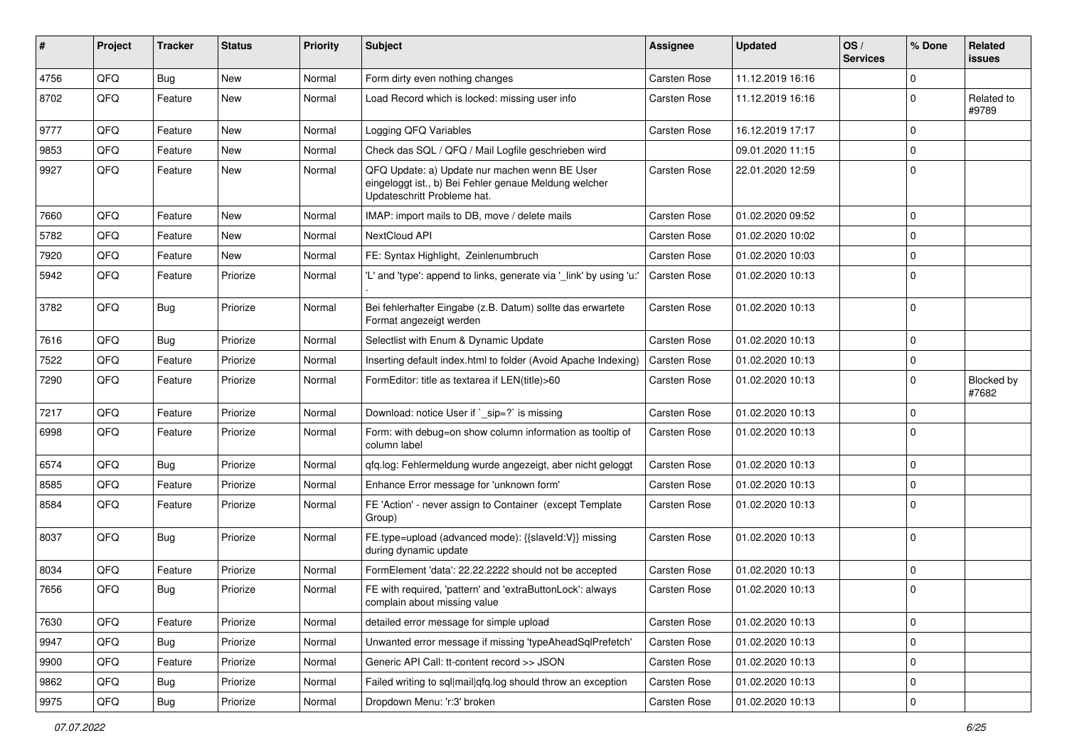| # | Project | Tracker | Status | Priority | Subject | Assignee | Updated | OS / Services | % Done | Related issues |
|---|---|---|---|---|---|---|---|---|---|---|
| 4756 | QFQ | Bug | New | Normal | Form dirty even nothing changes | Carsten Rose | 11.12.2019 16:16 | | 0 | |
| 8702 | QFQ | Feature | New | Normal | Load Record which is locked: missing user info | Carsten Rose | 11.12.2019 16:16 | | 0 | Related to #9789 |
| 9777 | QFQ | Feature | New | Normal | Logging QFQ Variables | Carsten Rose | 16.12.2019 17:17 | | 0 | |
| 9853 | QFQ | Feature | New | Normal | Check das SQL / QFQ / Mail Logfile geschrieben wird | | 09.01.2020 11:15 | | 0 | |
| 9927 | QFQ | Feature | New | Normal | QFQ Update: a) Update nur machen wenn BE User eingeloggt ist., b) Bei Fehler genaue Meldung welcher Updateschritt Probleme hat. | Carsten Rose | 22.01.2020 12:59 | | 0 | |
| 7660 | QFQ | Feature | New | Normal | IMAP: import mails to DB, move / delete mails | Carsten Rose | 01.02.2020 09:52 | | 0 | |
| 5782 | QFQ | Feature | New | Normal | NextCloud API | Carsten Rose | 01.02.2020 10:02 | | 0 | |
| 7920 | QFQ | Feature | New | Normal | FE: Syntax Highlight, Zeilenumbruch | Carsten Rose | 01.02.2020 10:03 | | 0 | |
| 5942 | QFQ | Feature | Priorize | Normal | 'L' and 'type': append to links, generate via '_link' by using 'u:' . | Carsten Rose | 01.02.2020 10:13 | | 0 | |
| 3782 | QFQ | Bug | Priorize | Normal | Bei fehlerhafter Eingabe (z.B. Datum) sollte das erwartete Format angezeigt werden | Carsten Rose | 01.02.2020 10:13 | | 0 | |
| 7616 | QFQ | Bug | Priorize | Normal | Selectlist with Enum & Dynamic Update | Carsten Rose | 01.02.2020 10:13 | | 0 | |
| 7522 | QFQ | Feature | Priorize | Normal | Inserting default index.html to folder (Avoid Apache Indexing) | Carsten Rose | 01.02.2020 10:13 | | 0 | |
| 7290 | QFQ | Feature | Priorize | Normal | FormEditor: title as textarea if LEN(title)>60 | Carsten Rose | 01.02.2020 10:13 | | 0 | Blocked by #7682 |
| 7217 | QFQ | Feature | Priorize | Normal | Download: notice User if `_sip=?` is missing | Carsten Rose | 01.02.2020 10:13 | | 0 | |
| 6998 | QFQ | Feature | Priorize | Normal | Form: with debug=on show column information as tooltip of column label | Carsten Rose | 01.02.2020 10:13 | | 0 | |
| 6574 | QFQ | Bug | Priorize | Normal | qfq.log: Fehlermeldung wurde angezeigt, aber nicht geloggt | Carsten Rose | 01.02.2020 10:13 | | 0 | |
| 8585 | QFQ | Feature | Priorize | Normal | Enhance Error message for 'unknown form' | Carsten Rose | 01.02.2020 10:13 | | 0 | |
| 8584 | QFQ | Feature | Priorize | Normal | FE 'Action' - never assign to Container (except Template Group) | Carsten Rose | 01.02.2020 10:13 | | 0 | |
| 8037 | QFQ | Bug | Priorize | Normal | FE.type=upload (advanced mode): {{slaveId:V}} missing during dynamic update | Carsten Rose | 01.02.2020 10:13 | | 0 | |
| 8034 | QFQ | Feature | Priorize | Normal | FormElement 'data': 22.22.2222 should not be accepted | Carsten Rose | 01.02.2020 10:13 | | 0 | |
| 7656 | QFQ | Bug | Priorize | Normal | FE with required, 'pattern' and 'extraButtonLock': always complain about missing value | Carsten Rose | 01.02.2020 10:13 | | 0 | |
| 7630 | QFQ | Feature | Priorize | Normal | detailed error message for simple upload | Carsten Rose | 01.02.2020 10:13 | | 0 | |
| 9947 | QFQ | Bug | Priorize | Normal | Unwanted error message if missing 'typeAheadSqlPrefetch' | Carsten Rose | 01.02.2020 10:13 | | 0 | |
| 9900 | QFQ | Feature | Priorize | Normal | Generic API Call: tt-content record >> JSON | Carsten Rose | 01.02.2020 10:13 | | 0 | |
| 9862 | QFQ | Bug | Priorize | Normal | Failed writing to sql\|mail\|qfq.log should throw an exception | Carsten Rose | 01.02.2020 10:13 | | 0 | |
| 9975 | QFQ | Bug | Priorize | Normal | Dropdown Menu: 'r:3' broken | Carsten Rose | 01.02.2020 10:13 | | 0 | |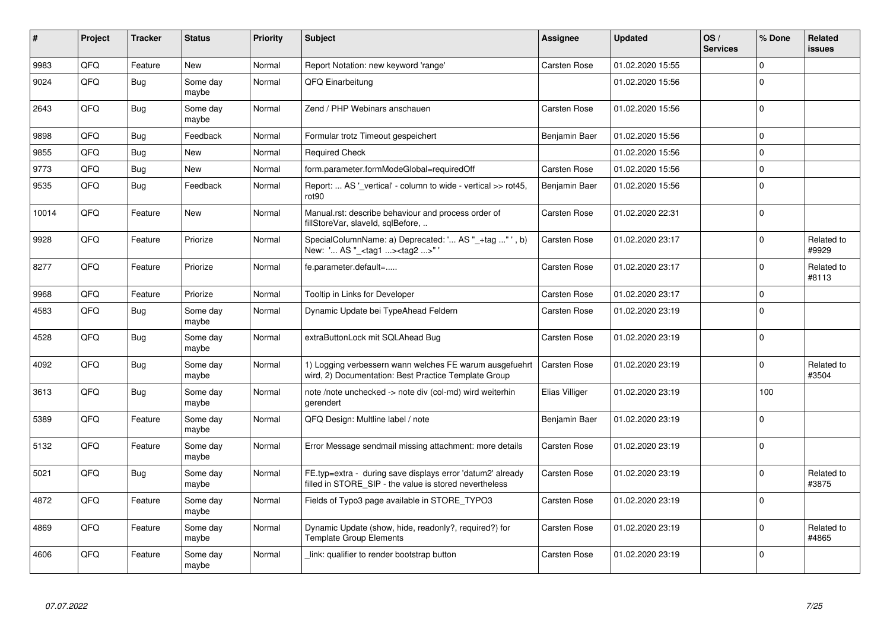| # | Project | Tracker | Status | Priority | Subject | Assignee | Updated | OS / Services | % Done | Related issues |
|---|---|---|---|---|---|---|---|---|---|---|
| 9983 | QFQ | Feature | New | Normal | Report Notation: new keyword 'range' | Carsten Rose | 01.02.2020 15:55 | | 0 | |
| 9024 | QFQ | Bug | Some day maybe | Normal | QFQ Einarbeitung | | 01.02.2020 15:56 | | 0 | |
| 2643 | QFQ | Bug | Some day maybe | Normal | Zend / PHP Webinars anschauen | Carsten Rose | 01.02.2020 15:56 | | 0 | |
| 9898 | QFQ | Bug | Feedback | Normal | Formular trotz Timeout gespeichert | Benjamin Baer | 01.02.2020 15:56 | | 0 | |
| 9855 | QFQ | Bug | New | Normal | Required Check | | 01.02.2020 15:56 | | 0 | |
| 9773 | QFQ | Bug | New | Normal | form.parameter.formModeGlobal=requiredOff | Carsten Rose | 01.02.2020 15:56 | | 0 | |
| 9535 | QFQ | Bug | Feedback | Normal | Report: ... AS '_vertical' - column to wide - vertical >> rot45, rot90 | Benjamin Baer | 01.02.2020 15:56 | | 0 | |
| 10014 | QFQ | Feature | New | Normal | Manual.rst: describe behaviour and process order of fillStoreVar, slaveId, sqlBefore, .. | Carsten Rose | 01.02.2020 22:31 | | 0 | |
| 9928 | QFQ | Feature | Priorize | Normal | SpecialColumnName: a) Deprecated: '... AS "_+tag ..." ', b) New: '... AS "_<tag1 ...><tag2 ...>" ' | Carsten Rose | 01.02.2020 23:17 | | 0 | Related to #9929 |
| 8277 | QFQ | Feature | Priorize | Normal | fe.parameter.default=..... | Carsten Rose | 01.02.2020 23:17 | | 0 | Related to #8113 |
| 9968 | QFQ | Feature | Priorize | Normal | Tooltip in Links for Developer | Carsten Rose | 01.02.2020 23:17 | | 0 | |
| 4583 | QFQ | Bug | Some day maybe | Normal | Dynamic Update bei TypeAhead Feldern | Carsten Rose | 01.02.2020 23:19 | | 0 | |
| 4528 | QFQ | Bug | Some day maybe | Normal | extraButtonLock mit SQLAhead Bug | Carsten Rose | 01.02.2020 23:19 | | 0 | |
| 4092 | QFQ | Bug | Some day maybe | Normal | 1) Logging verbessern wann welches FE warum ausgefuehrt wird, 2) Documentation: Best Practice Template Group | Carsten Rose | 01.02.2020 23:19 | | 0 | Related to #3504 |
| 3613 | QFQ | Bug | Some day maybe | Normal | note /note unchecked -> note div (col-md) wird weiterhin gerendert | Elias Villiger | 01.02.2020 23:19 | | 100 | |
| 5389 | QFQ | Feature | Some day maybe | Normal | QFQ Design: Multline label / note | Benjamin Baer | 01.02.2020 23:19 | | 0 | |
| 5132 | QFQ | Feature | Some day maybe | Normal | Error Message sendmail missing attachment: more details | Carsten Rose | 01.02.2020 23:19 | | 0 | |
| 5021 | QFQ | Bug | Some day maybe | Normal | FE.typ=extra - during save displays error 'datum2' already filled in STORE_SIP - the value is stored nevertheless | Carsten Rose | 01.02.2020 23:19 | | 0 | Related to #3875 |
| 4872 | QFQ | Feature | Some day maybe | Normal | Fields of Typo3 page available in STORE_TYPO3 | Carsten Rose | 01.02.2020 23:19 | | 0 | |
| 4869 | QFQ | Feature | Some day maybe | Normal | Dynamic Update (show, hide, readonly?, required?) for Template Group Elements | Carsten Rose | 01.02.2020 23:19 | | 0 | Related to #4865 |
| 4606 | QFQ | Feature | Some day maybe | Normal | _link: qualifier to render bootstrap button | Carsten Rose | 01.02.2020 23:19 | | 0 | |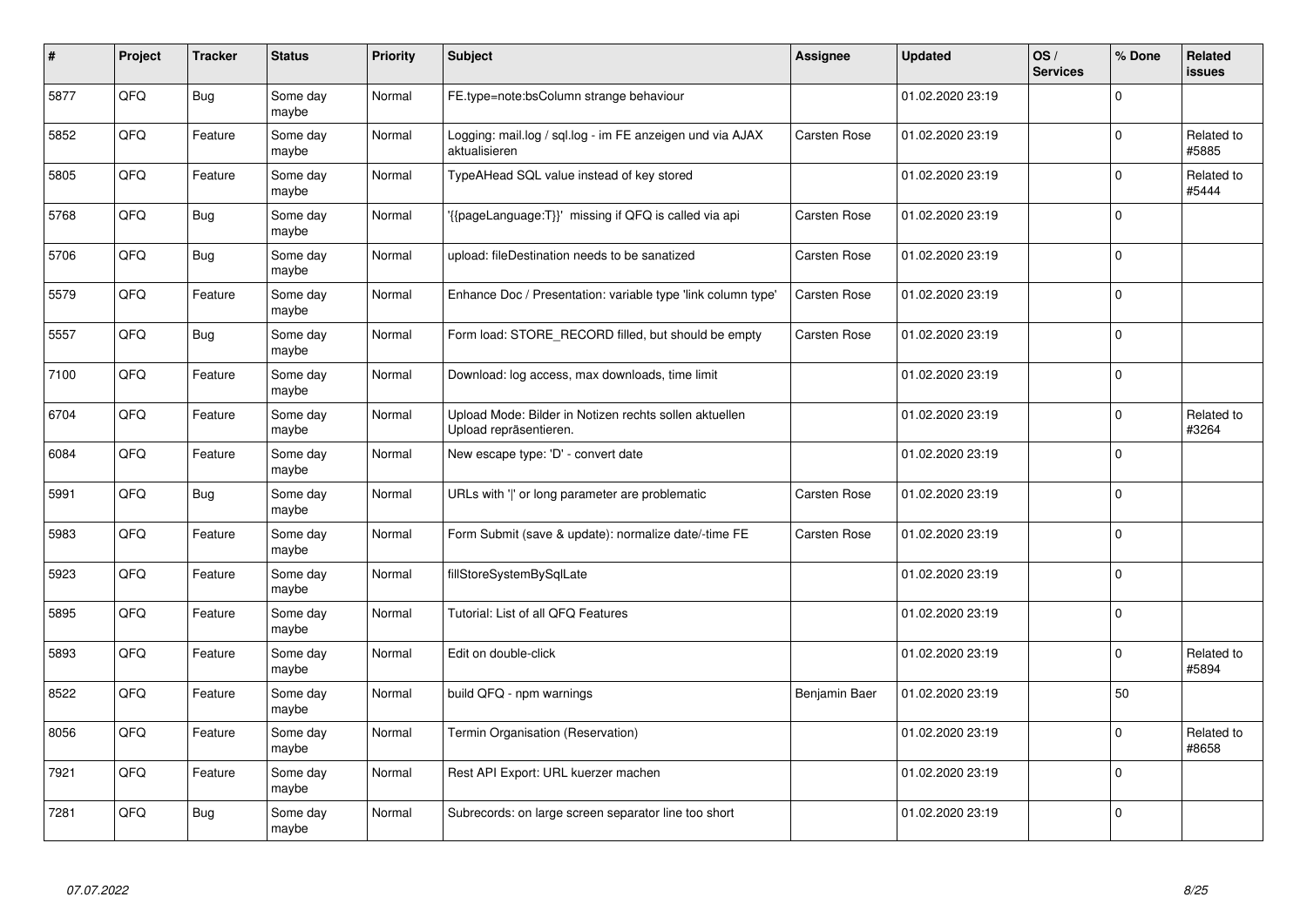| # | Project | Tracker | Status | Priority | Subject | Assignee | Updated | OS / Services | % Done | Related issues |
|---|---|---|---|---|---|---|---|---|---|---|
| 5877 | QFQ | Bug | Some day maybe | Normal | FE.type=note:bsColumn strange behaviour | | 01.02.2020 23:19 | | 0 | |
| 5852 | QFQ | Feature | Some day maybe | Normal | Logging: mail.log / sql.log - im FE anzeigen und via AJAX aktualisieren | Carsten Rose | 01.02.2020 23:19 | | 0 | Related to #5885 |
| 5805 | QFQ | Feature | Some day maybe | Normal | TypeAHead SQL value instead of key stored | | 01.02.2020 23:19 | | 0 | Related to #5444 |
| 5768 | QFQ | Bug | Some day maybe | Normal | '{{pageLanguage:T}}' missing if QFQ is called via api | Carsten Rose | 01.02.2020 23:19 | | 0 | |
| 5706 | QFQ | Bug | Some day maybe | Normal | upload: fileDestination needs to be sanatized | Carsten Rose | 01.02.2020 23:19 | | 0 | |
| 5579 | QFQ | Feature | Some day maybe | Normal | Enhance Doc / Presentation: variable type 'link column type' | Carsten Rose | 01.02.2020 23:19 | | 0 | |
| 5557 | QFQ | Bug | Some day maybe | Normal | Form load: STORE_RECORD filled, but should be empty | Carsten Rose | 01.02.2020 23:19 | | 0 | |
| 7100 | QFQ | Feature | Some day maybe | Normal | Download: log access, max downloads, time limit | | 01.02.2020 23:19 | | 0 | |
| 6704 | QFQ | Feature | Some day maybe | Normal | Upload Mode: Bilder in Notizen rechts sollen aktuellen Upload repräsentieren. | | 01.02.2020 23:19 | | 0 | Related to #3264 |
| 6084 | QFQ | Feature | Some day maybe | Normal | New escape type: 'D' - convert date | | 01.02.2020 23:19 | | 0 | |
| 5991 | QFQ | Bug | Some day maybe | Normal | URLs with '\|' or long parameter are problematic | Carsten Rose | 01.02.2020 23:19 | | 0 | |
| 5983 | QFQ | Feature | Some day maybe | Normal | Form Submit (save & update): normalize date/-time FE | Carsten Rose | 01.02.2020 23:19 | | 0 | |
| 5923 | QFQ | Feature | Some day maybe | Normal | fillStoreSystemBySqlLate | | 01.02.2020 23:19 | | 0 | |
| 5895 | QFQ | Feature | Some day maybe | Normal | Tutorial: List of all QFQ Features | | 01.02.2020 23:19 | | 0 | |
| 5893 | QFQ | Feature | Some day maybe | Normal | Edit on double-click | | 01.02.2020 23:19 | | 0 | Related to #5894 |
| 8522 | QFQ | Feature | Some day maybe | Normal | build QFQ - npm warnings | Benjamin Baer | 01.02.2020 23:19 | | 50 | |
| 8056 | QFQ | Feature | Some day maybe | Normal | Termin Organisation (Reservation) | | 01.02.2020 23:19 | | 0 | Related to #8658 |
| 7921 | QFQ | Feature | Some day maybe | Normal | Rest API Export: URL kuerzer machen | | 01.02.2020 23:19 | | 0 | |
| 7281 | QFQ | Bug | Some day maybe | Normal | Subrecords: on large screen separator line too short | | 01.02.2020 23:19 | | 0 | |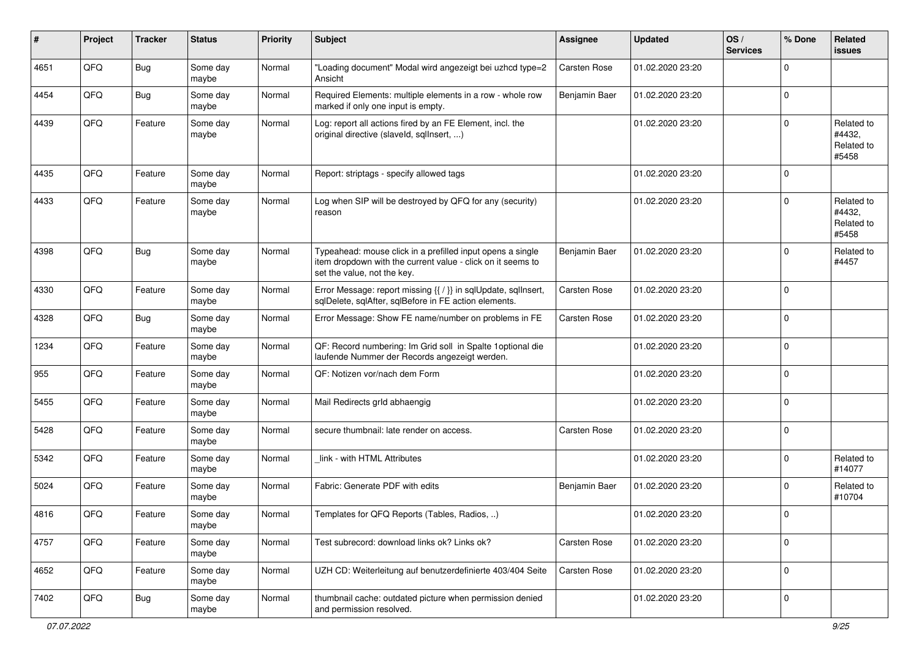| # | Project | Tracker | Status | Priority | Subject | Assignee | Updated | OS / Services | % Done | Related issues |
|---|---|---|---|---|---|---|---|---|---|---|
| 4651 | QFQ | Bug | Some day maybe | Normal | "Loading document" Modal wird angezeigt bei uzhcd type=2 Ansicht | Carsten Rose | 01.02.2020 23:20 | | 0 | |
| 4454 | QFQ | Bug | Some day maybe | Normal | Required Elements: multiple elements in a row - whole row marked if only one input is empty. | Benjamin Baer | 01.02.2020 23:20 | | 0 | |
| 4439 | QFQ | Feature | Some day maybe | Normal | Log: report all actions fired by an FE Element, incl. the original directive (slaveId, sqlInsert, ...) | | 01.02.2020 23:20 | | 0 | Related to #4432, Related to #5458 |
| 4435 | QFQ | Feature | Some day maybe | Normal | Report: striptags - specify allowed tags | | 01.02.2020 23:20 | | 0 | |
| 4433 | QFQ | Feature | Some day maybe | Normal | Log when SIP will be destroyed by QFQ for any (security) reason | | 01.02.2020 23:20 | | 0 | Related to #4432, Related to #5458 |
| 4398 | QFQ | Bug | Some day maybe | Normal | Typeahead: mouse click in a prefilled input opens a single item dropdown with the current value - click on it seems to set the value, not the key. | Benjamin Baer | 01.02.2020 23:20 | | 0 | Related to #4457 |
| 4330 | QFQ | Feature | Some day maybe | Normal | Error Message: report missing {{ / }} in sqlUpdate, sqlInsert, sqlDelete, sqlAfter, sqlBefore in FE action elements. | Carsten Rose | 01.02.2020 23:20 | | 0 | |
| 4328 | QFQ | Bug | Some day maybe | Normal | Error Message: Show FE name/number on problems in FE | Carsten Rose | 01.02.2020 23:20 | | 0 | |
| 1234 | QFQ | Feature | Some day maybe | Normal | QF: Record numbering: Im Grid soll in Spalte 1optional die laufende Nummer der Records angezeigt werden. | | 01.02.2020 23:20 | | 0 | |
| 955 | QFQ | Feature | Some day maybe | Normal | QF: Notizen vor/nach dem Form | | 01.02.2020 23:20 | | 0 | |
| 5455 | QFQ | Feature | Some day maybe | Normal | Mail Redirects grId abhaengig | | 01.02.2020 23:20 | | 0 | |
| 5428 | QFQ | Feature | Some day maybe | Normal | secure thumbnail: late render on access. | Carsten Rose | 01.02.2020 23:20 | | 0 | |
| 5342 | QFQ | Feature | Some day maybe | Normal | _link - with HTML Attributes | | 01.02.2020 23:20 | | 0 | Related to #14077 |
| 5024 | QFQ | Feature | Some day maybe | Normal | Fabric: Generate PDF with edits | Benjamin Baer | 01.02.2020 23:20 | | 0 | Related to #10704 |
| 4816 | QFQ | Feature | Some day maybe | Normal | Templates for QFQ Reports (Tables, Radios, ..) | | 01.02.2020 23:20 | | 0 | |
| 4757 | QFQ | Feature | Some day maybe | Normal | Test subrecord: download links ok? Links ok? | Carsten Rose | 01.02.2020 23:20 | | 0 | |
| 4652 | QFQ | Feature | Some day maybe | Normal | UZH CD: Weiterleitung auf benutzerdefinierte 403/404 Seite | Carsten Rose | 01.02.2020 23:20 | | 0 | |
| 7402 | QFQ | Bug | Some day maybe | Normal | thumbnail cache: outdated picture when permission denied and permission resolved. | | 01.02.2020 23:20 | | 0 | |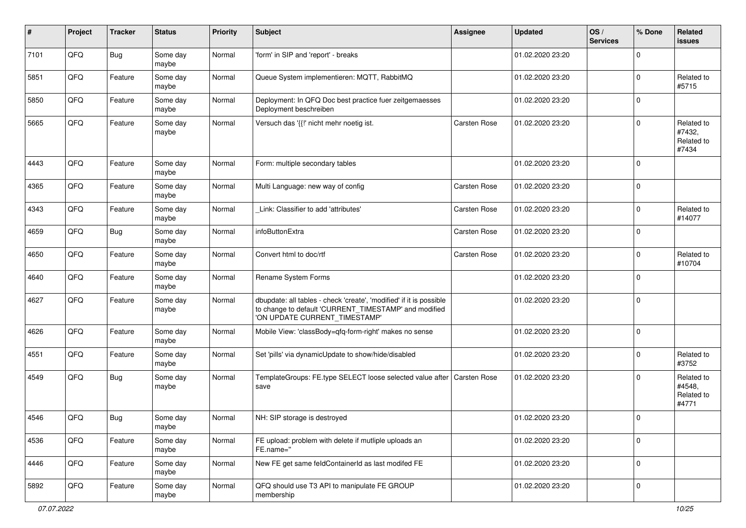| # | Project | Tracker | Status | Priority | Subject | Assignee | Updated | OS / Services | % Done | Related issues |
|---|---|---|---|---|---|---|---|---|---|---|
| 7101 | QFQ | Bug | Some day maybe | Normal | 'form' in SIP and 'report' - breaks | | 01.02.2020 23:20 | | 0 | |
| 5851 | QFQ | Feature | Some day maybe | Normal | Queue System implementieren: MQTT, RabbitMQ | | 01.02.2020 23:20 | | 0 | Related to #5715 |
| 5850 | QFQ | Feature | Some day maybe | Normal | Deployment: In QFQ Doc best practice fuer zeitgemaesses Deployment beschreiben | | 01.02.2020 23:20 | | 0 | |
| 5665 | QFQ | Feature | Some day maybe | Normal | Versuch das '{{!' nicht mehr noetig ist. | Carsten Rose | 01.02.2020 23:20 | | 0 | Related to #7432, Related to #7434 |
| 4443 | QFQ | Feature | Some day maybe | Normal | Form: multiple secondary tables | | 01.02.2020 23:20 | | 0 | |
| 4365 | QFQ | Feature | Some day maybe | Normal | Multi Language: new way of config | Carsten Rose | 01.02.2020 23:20 | | 0 | |
| 4343 | QFQ | Feature | Some day maybe | Normal | _Link: Classifier to add 'attributes' | Carsten Rose | 01.02.2020 23:20 | | 0 | Related to #14077 |
| 4659 | QFQ | Bug | Some day maybe | Normal | infoButtonExtra | Carsten Rose | 01.02.2020 23:20 | | 0 | |
| 4650 | QFQ | Feature | Some day maybe | Normal | Convert html to doc/rtf | Carsten Rose | 01.02.2020 23:20 | | 0 | Related to #10704 |
| 4640 | QFQ | Feature | Some day maybe | Normal | Rename System Forms | | 01.02.2020 23:20 | | 0 | |
| 4627 | QFQ | Feature | Some day maybe | Normal | dbupdate: all tables - check 'create', 'modified' if it is possible to change to default 'CURRENT_TIMESTAMP' and modified 'ON UPDATE CURRENT_TIMESTAMP' | | 01.02.2020 23:20 | | 0 | |
| 4626 | QFQ | Feature | Some day maybe | Normal | Mobile View: 'classBody=qfq-form-right' makes no sense | | 01.02.2020 23:20 | | 0 | |
| 4551 | QFQ | Feature | Some day maybe | Normal | Set 'pills' via dynamicUpdate to show/hide/disabled | | 01.02.2020 23:20 | | 0 | Related to #3752 |
| 4549 | QFQ | Bug | Some day maybe | Normal | TemplateGroups: FE.type SELECT loose selected value after save | Carsten Rose | 01.02.2020 23:20 | | 0 | Related to #4548, Related to #4771 |
| 4546 | QFQ | Bug | Some day maybe | Normal | NH: SIP storage is destroyed | | 01.02.2020 23:20 | | 0 | |
| 4536 | QFQ | Feature | Some day maybe | Normal | FE upload: problem with delete if mutliple uploads an FE.name='' | | 01.02.2020 23:20 | | 0 | |
| 4446 | QFQ | Feature | Some day maybe | Normal | New FE get same feldContainerId as last modifed FE | | 01.02.2020 23:20 | | 0 | |
| 5892 | QFQ | Feature | Some day maybe | Normal | QFQ should use T3 API to manipulate FE GROUP membership | | 01.02.2020 23:20 | | 0 | |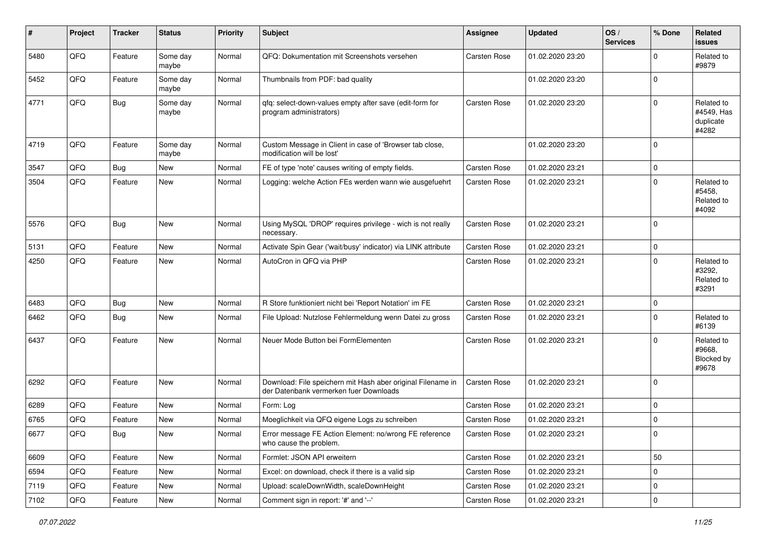| # | Project | Tracker | Status | Priority | Subject | Assignee | Updated | OS / Services | % Done | Related issues |
|---|---|---|---|---|---|---|---|---|---|---|
| 5480 | QFQ | Feature | Some day maybe | Normal | QFQ: Dokumentation mit Screenshots versehen | Carsten Rose | 01.02.2020 23:20 | | 0 | Related to #9879 |
| 5452 | QFQ | Feature | Some day maybe | Normal | Thumbnails from PDF: bad quality | | 01.02.2020 23:20 | | 0 | |
| 4771 | QFQ | Bug | Some day maybe | Normal | qfq: select-down-values empty after save (edit-form for program administrators) | Carsten Rose | 01.02.2020 23:20 | | 0 | Related to #4549, Has duplicate #4282 |
| 4719 | QFQ | Feature | Some day maybe | Normal | Custom Message in Client in case of 'Browser tab close, modification will be lost' | | 01.02.2020 23:20 | | 0 | |
| 3547 | QFQ | Bug | New | Normal | FE of type 'note' causes writing of empty fields. | Carsten Rose | 01.02.2020 23:21 | | 0 | |
| 3504 | QFQ | Feature | New | Normal | Logging: welche Action FEs werden wann wie ausgefuehrt | Carsten Rose | 01.02.2020 23:21 | | 0 | Related to #5458, Related to #4092 |
| 5576 | QFQ | Bug | New | Normal | Using MySQL 'DROP' requires privilege - wich is not really necessary. | Carsten Rose | 01.02.2020 23:21 | | 0 | |
| 5131 | QFQ | Feature | New | Normal | Activate Spin Gear ('wait/busy' indicator) via LINK attribute | Carsten Rose | 01.02.2020 23:21 | | 0 | |
| 4250 | QFQ | Feature | New | Normal | AutoCron in QFQ via PHP | Carsten Rose | 01.02.2020 23:21 | | 0 | Related to #3292, Related to #3291 |
| 6483 | QFQ | Bug | New | Normal | R Store funktioniert nicht bei 'Report Notation' im FE | Carsten Rose | 01.02.2020 23:21 | | 0 | |
| 6462 | QFQ | Bug | New | Normal | File Upload: Nutzlose Fehlermeldung wenn Datei zu gross | Carsten Rose | 01.02.2020 23:21 | | 0 | Related to #6139 |
| 6437 | QFQ | Feature | New | Normal | Neuer Mode Button bei FormElementen | Carsten Rose | 01.02.2020 23:21 | | 0 | Related to #9668, Blocked by #9678 |
| 6292 | QFQ | Feature | New | Normal | Download: File speichern mit Hash aber original Filename in der Datenbank vermerken fuer Downloads | Carsten Rose | 01.02.2020 23:21 | | 0 | |
| 6289 | QFQ | Feature | New | Normal | Form: Log | Carsten Rose | 01.02.2020 23:21 | | 0 | |
| 6765 | QFQ | Feature | New | Normal | Moeglichkeit via QFQ eigene Logs zu schreiben | Carsten Rose | 01.02.2020 23:21 | | 0 | |
| 6677 | QFQ | Bug | New | Normal | Error message FE Action Element: no/wrong FE reference who cause the problem. | Carsten Rose | 01.02.2020 23:21 | | 0 | |
| 6609 | QFQ | Feature | New | Normal | Formlet: JSON API erweitern | Carsten Rose | 01.02.2020 23:21 | | 50 | |
| 6594 | QFQ | Feature | New | Normal | Excel: on download, check if there is a valid sip | Carsten Rose | 01.02.2020 23:21 | | 0 | |
| 7119 | QFQ | Feature | New | Normal | Upload: scaleDownWidth, scaleDownHeight | Carsten Rose | 01.02.2020 23:21 | | 0 | |
| 7102 | QFQ | Feature | New | Normal | Comment sign in report: '#' and '--' | Carsten Rose | 01.02.2020 23:21 | | 0 | |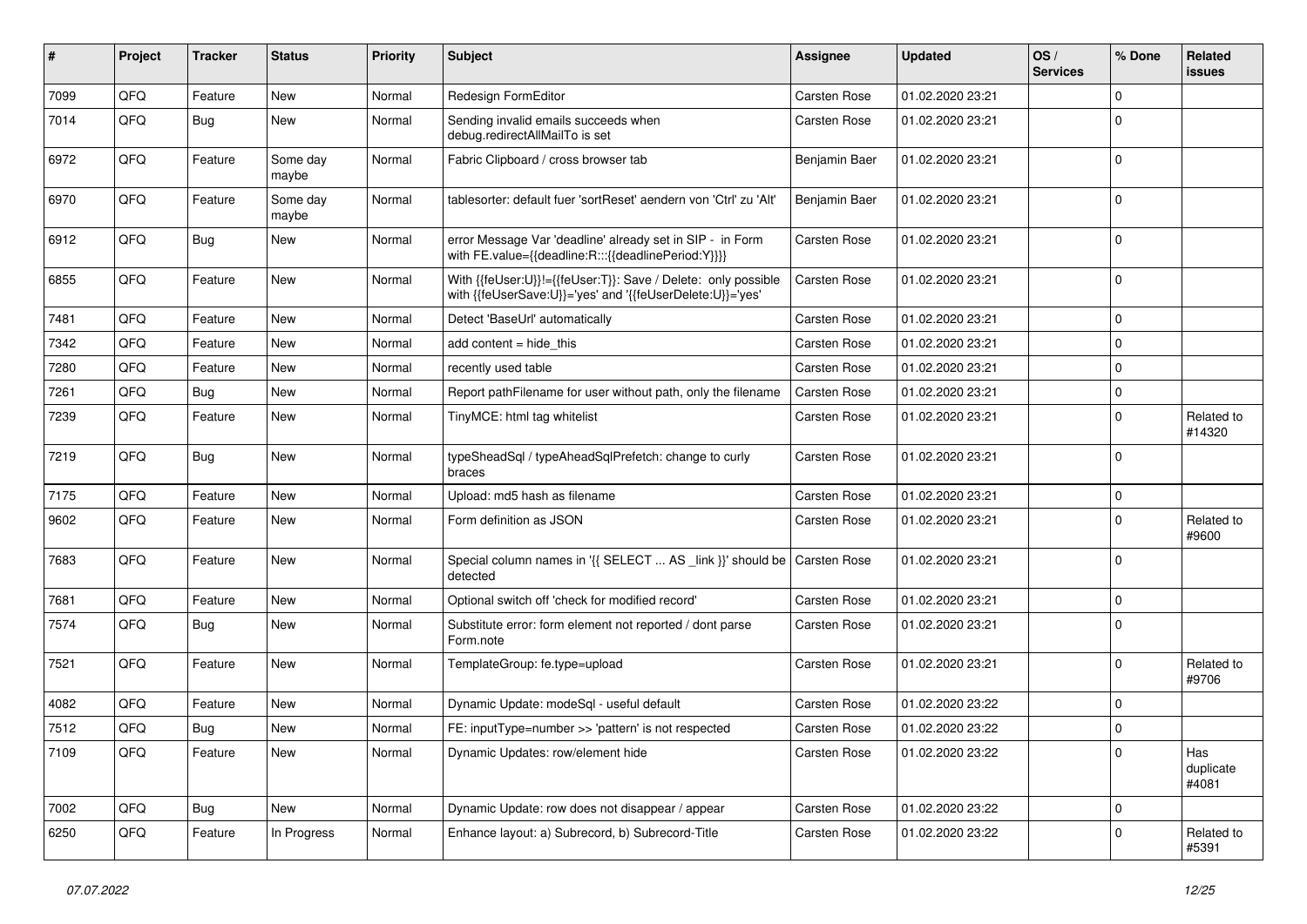| # | Project | Tracker | Status | Priority | Subject | Assignee | Updated | OS / Services | % Done | Related issues |
|---|---|---|---|---|---|---|---|---|---|---|
| 7099 | QFQ | Feature | New | Normal | Redesign FormEditor | Carsten Rose | 01.02.2020 23:21 | | 0 | |
| 7014 | QFQ | Bug | New | Normal | Sending invalid emails succeeds when debug.redirectAllMailTo is set | Carsten Rose | 01.02.2020 23:21 | | 0 | |
| 6972 | QFQ | Feature | Some day maybe | Normal | Fabric Clipboard / cross browser tab | Benjamin Baer | 01.02.2020 23:21 | | 0 | |
| 6970 | QFQ | Feature | Some day maybe | Normal | tablesorter: default fuer 'sortReset' aendern von 'Ctrl' zu 'Alt' | Benjamin Baer | 01.02.2020 23:21 | | 0 | |
| 6912 | QFQ | Bug | New | Normal | error Message Var 'deadline' already set in SIP - in Form with FE.value={{deadline:R:::{{deadlinePeriod:Y}}}} | Carsten Rose | 01.02.2020 23:21 | | 0 | |
| 6855 | QFQ | Feature | New | Normal | With {{feUser:U}}!={{feUser:T}}: Save / Delete: only possible with {{feUserSave:U}}='yes' and '{{feUserDelete:U}}='yes' | Carsten Rose | 01.02.2020 23:21 | | 0 | |
| 7481 | QFQ | Feature | New | Normal | Detect 'BaseUrl' automatically | Carsten Rose | 01.02.2020 23:21 | | 0 | |
| 7342 | QFQ | Feature | New | Normal | add content = hide_this | Carsten Rose | 01.02.2020 23:21 | | 0 | |
| 7280 | QFQ | Feature | New | Normal | recently used table | Carsten Rose | 01.02.2020 23:21 | | 0 | |
| 7261 | QFQ | Bug | New | Normal | Report pathFilename for user without path, only the filename | Carsten Rose | 01.02.2020 23:21 | | 0 | |
| 7239 | QFQ | Feature | New | Normal | TinyMCE: html tag whitelist | Carsten Rose | 01.02.2020 23:21 | | 0 | Related to #14320 |
| 7219 | QFQ | Bug | New | Normal | typeSheadSql / typeAheadSqlPrefetch: change to curly braces | Carsten Rose | 01.02.2020 23:21 | | 0 | |
| 7175 | QFQ | Feature | New | Normal | Upload: md5 hash as filename | Carsten Rose | 01.02.2020 23:21 | | 0 | |
| 9602 | QFQ | Feature | New | Normal | Form definition as JSON | Carsten Rose | 01.02.2020 23:21 | | 0 | Related to #9600 |
| 7683 | QFQ | Feature | New | Normal | Special column names in '{{ SELECT ... AS _link }}' should be detected | Carsten Rose | 01.02.2020 23:21 | | 0 | |
| 7681 | QFQ | Feature | New | Normal | Optional switch off 'check for modified record' | Carsten Rose | 01.02.2020 23:21 | | 0 | |
| 7574 | QFQ | Bug | New | Normal | Substitute error: form element not reported / dont parse Form.note | Carsten Rose | 01.02.2020 23:21 | | 0 | |
| 7521 | QFQ | Feature | New | Normal | TemplateGroup: fe.type=upload | Carsten Rose | 01.02.2020 23:21 | | 0 | Related to #9706 |
| 4082 | QFQ | Feature | New | Normal | Dynamic Update: modeSql - useful default | Carsten Rose | 01.02.2020 23:22 | | 0 | |
| 7512 | QFQ | Bug | New | Normal | FE: inputType=number >> 'pattern' is not respected | Carsten Rose | 01.02.2020 23:22 | | 0 | |
| 7109 | QFQ | Feature | New | Normal | Dynamic Updates: row/element hide | Carsten Rose | 01.02.2020 23:22 | | 0 | Has duplicate #4081 |
| 7002 | QFQ | Bug | New | Normal | Dynamic Update: row does not disappear / appear | Carsten Rose | 01.02.2020 23:22 | | 0 | |
| 6250 | QFQ | Feature | In Progress | Normal | Enhance layout: a) Subrecord, b) Subrecord-Title | Carsten Rose | 01.02.2020 23:22 | | 0 | Related to #5391 |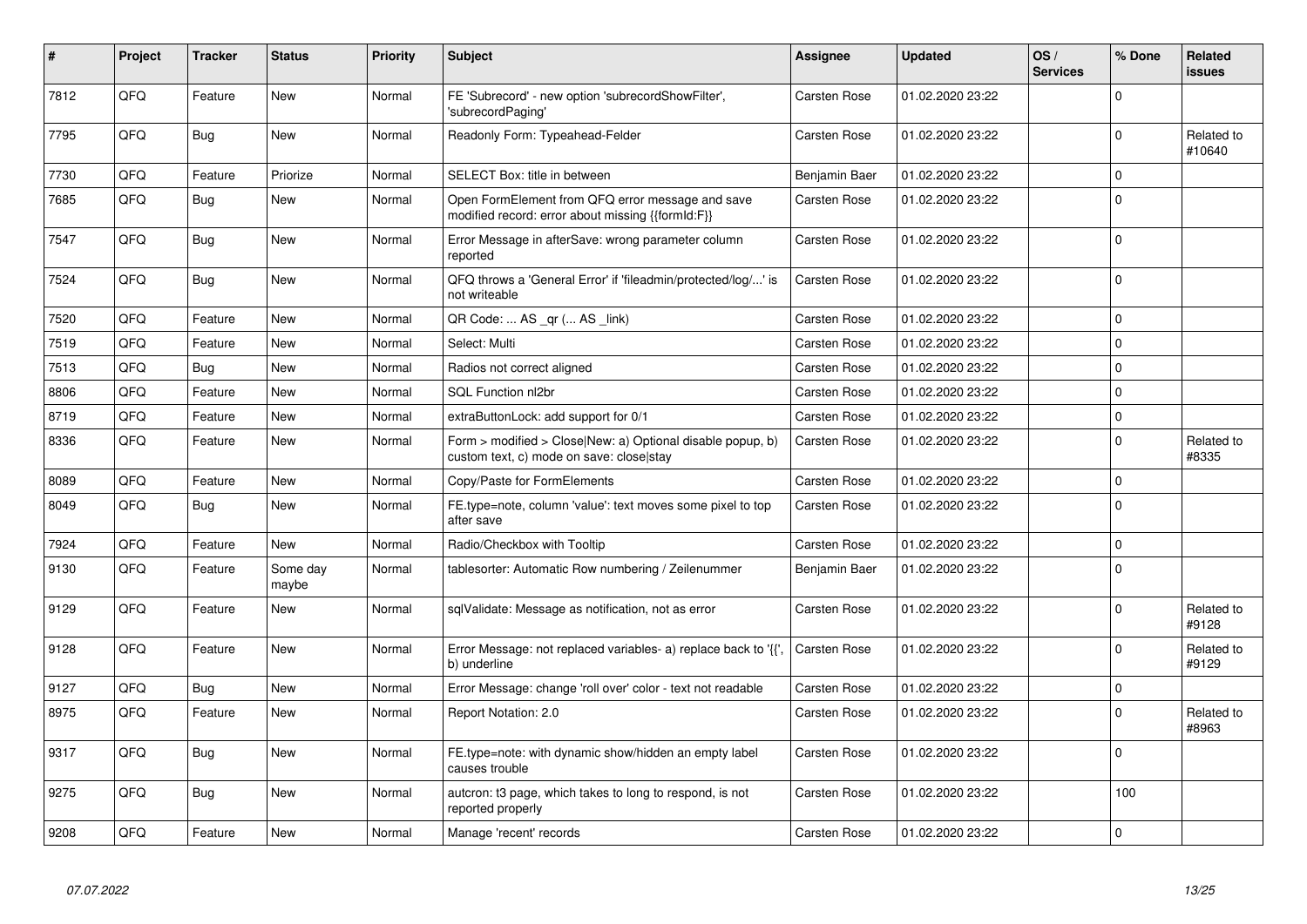| # | Project | Tracker | Status | Priority | Subject | Assignee | Updated | OS / Services | % Done | Related issues |
|---|---|---|---|---|---|---|---|---|---|---|
| 7812 | QFQ | Feature | New | Normal | FE 'Subrecord' - new option 'subrecordShowFilter', 'subrecordPaging' | Carsten Rose | 01.02.2020 23:22 | | 0 | |
| 7795 | QFQ | Bug | New | Normal | Readonly Form: Typeahead-Felder | Carsten Rose | 01.02.2020 23:22 | | 0 | Related to #10640 |
| 7730 | QFQ | Feature | Priorize | Normal | SELECT Box: title in between | Benjamin Baer | 01.02.2020 23:22 | | 0 | |
| 7685 | QFQ | Bug | New | Normal | Open FormElement from QFQ error message and save modified record: error about missing {{formId:F}} | Carsten Rose | 01.02.2020 23:22 | | 0 | |
| 7547 | QFQ | Bug | New | Normal | Error Message in afterSave: wrong parameter column reported | Carsten Rose | 01.02.2020 23:22 | | 0 | |
| 7524 | QFQ | Bug | New | Normal | QFQ throws a 'General Error' if 'fileadmin/protected/log/...' is not writeable | Carsten Rose | 01.02.2020 23:22 | | 0 | |
| 7520 | QFQ | Feature | New | Normal | QR Code: ... AS _qr ( ... AS _link) | Carsten Rose | 01.02.2020 23:22 | | 0 | |
| 7519 | QFQ | Feature | New | Normal | Select: Multi | Carsten Rose | 01.02.2020 23:22 | | 0 | |
| 7513 | QFQ | Bug | New | Normal | Radios not correct aligned | Carsten Rose | 01.02.2020 23:22 | | 0 | |
| 8806 | QFQ | Feature | New | Normal | SQL Function nl2br | Carsten Rose | 01.02.2020 23:22 | | 0 | |
| 8719 | QFQ | Feature | New | Normal | extraButtonLock: add support for 0/1 | Carsten Rose | 01.02.2020 23:22 | | 0 | |
| 8336 | QFQ | Feature | New | Normal | Form > modified > Close\|New: a) Optional disable popup, b) custom text, c) mode on save: close\|stay | Carsten Rose | 01.02.2020 23:22 | | 0 | Related to #8335 |
| 8089 | QFQ | Feature | New | Normal | Copy/Paste for FormElements | Carsten Rose | 01.02.2020 23:22 | | 0 | |
| 8049 | QFQ | Bug | New | Normal | FE.type=note, column 'value': text moves some pixel to top after save | Carsten Rose | 01.02.2020 23:22 | | 0 | |
| 7924 | QFQ | Feature | New | Normal | Radio/Checkbox with Tooltip | Carsten Rose | 01.02.2020 23:22 | | 0 | |
| 9130 | QFQ | Feature | Some day maybe | Normal | tablesorter: Automatic Row numbering / Zeilenummer | Benjamin Baer | 01.02.2020 23:22 | | 0 | |
| 9129 | QFQ | Feature | New | Normal | sqlValidate: Message as notification, not as error | Carsten Rose | 01.02.2020 23:22 | | 0 | Related to #9128 |
| 9128 | QFQ | Feature | New | Normal | Error Message: not replaced variables- a) replace back to '{{', b) underline | Carsten Rose | 01.02.2020 23:22 | | 0 | Related to #9129 |
| 9127 | QFQ | Bug | New | Normal | Error Message: change 'roll over' color - text not readable | Carsten Rose | 01.02.2020 23:22 | | 0 | |
| 8975 | QFQ | Feature | New | Normal | Report Notation: 2.0 | Carsten Rose | 01.02.2020 23:22 | | 0 | Related to #8963 |
| 9317 | QFQ | Bug | New | Normal | FE.type=note: with dynamic show/hidden an empty label causes trouble | Carsten Rose | 01.02.2020 23:22 | | 0 | |
| 9275 | QFQ | Bug | New | Normal | autcron: t3 page, which takes to long to respond, is not reported properly | Carsten Rose | 01.02.2020 23:22 | | 100 | |
| 9208 | QFQ | Feature | New | Normal | Manage 'recent' records | Carsten Rose | 01.02.2020 23:22 | | 0 | |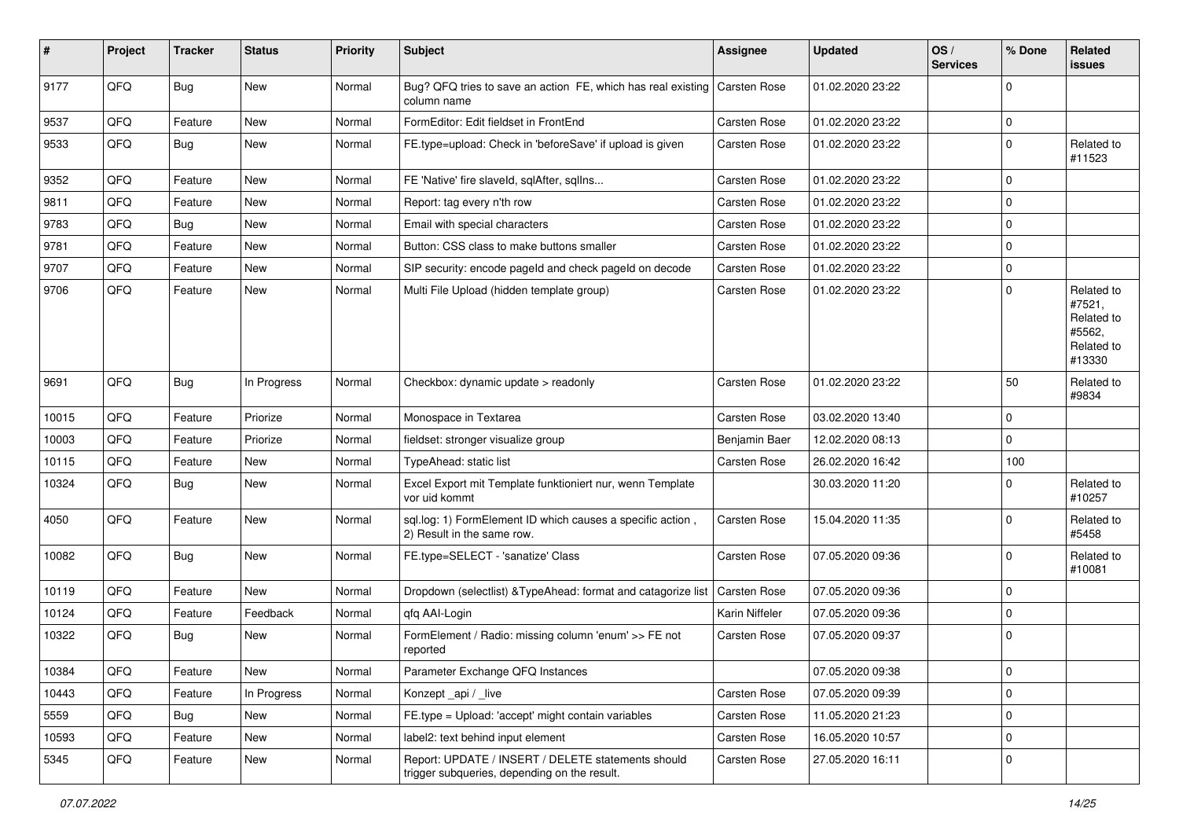| # | Project | Tracker | Status | Priority | Subject | Assignee | Updated | OS / Services | % Done | Related issues |
|---|---|---|---|---|---|---|---|---|---|---|
| 9177 | QFQ | Bug | New | Normal | Bug? QFQ tries to save an action FE, which has real existing column name | Carsten Rose | 01.02.2020 23:22 | | 0 | |
| 9537 | QFQ | Feature | New | Normal | FormEditor: Edit fieldset in FrontEnd | Carsten Rose | 01.02.2020 23:22 | | 0 | |
| 9533 | QFQ | Bug | New | Normal | FE.type=upload: Check in 'beforeSave' if upload is given | Carsten Rose | 01.02.2020 23:22 | | 0 | Related to #11523 |
| 9352 | QFQ | Feature | New | Normal | FE 'Native' fire slaveId, sqlAfter, sqlIns... | Carsten Rose | 01.02.2020 23:22 | | 0 | |
| 9811 | QFQ | Feature | New | Normal | Report: tag every n'th row | Carsten Rose | 01.02.2020 23:22 | | 0 | |
| 9783 | QFQ | Bug | New | Normal | Email with special characters | Carsten Rose | 01.02.2020 23:22 | | 0 | |
| 9781 | QFQ | Feature | New | Normal | Button: CSS class to make buttons smaller | Carsten Rose | 01.02.2020 23:22 | | 0 | |
| 9707 | QFQ | Feature | New | Normal | SIP security: encode pageId and check pageId on decode | Carsten Rose | 01.02.2020 23:22 | | 0 | |
| 9706 | QFQ | Feature | New | Normal | Multi File Upload (hidden template group) | Carsten Rose | 01.02.2020 23:22 | | 0 | Related to #7521, Related to #5562, Related to #13330 |
| 9691 | QFQ | Bug | In Progress | Normal | Checkbox: dynamic update > readonly | Carsten Rose | 01.02.2020 23:22 | | 50 | Related to #9834 |
| 10015 | QFQ | Feature | Priorize | Normal | Monospace in Textarea | Carsten Rose | 03.02.2020 13:40 | | 0 | |
| 10003 | QFQ | Feature | Priorize | Normal | fieldset: stronger visualize group | Benjamin Baer | 12.02.2020 08:13 | | 0 | |
| 10115 | QFQ | Feature | New | Normal | TypeAhead: static list | Carsten Rose | 26.02.2020 16:42 | | 100 | |
| 10324 | QFQ | Bug | New | Normal | Excel Export mit Template funktioniert nur, wenn Template vor uid kommt | | 30.03.2020 11:20 | | 0 | Related to #10257 |
| 4050 | QFQ | Feature | New | Normal | sql.log: 1) FormElement ID which causes a specific action , 2) Result in the same row. | Carsten Rose | 15.04.2020 11:35 | | 0 | Related to #5458 |
| 10082 | QFQ | Bug | New | Normal | FE.type=SELECT - 'sanatize' Class | Carsten Rose | 07.05.2020 09:36 | | 0 | Related to #10081 |
| 10119 | QFQ | Feature | New | Normal | Dropdown (selectlist) &TypeAhead: format and catagorize list | Carsten Rose | 07.05.2020 09:36 | | 0 | |
| 10124 | QFQ | Feature | Feedback | Normal | qfq AAI-Login | Karin Niffeler | 07.05.2020 09:36 | | 0 | |
| 10322 | QFQ | Bug | New | Normal | FormElement / Radio: missing column 'enum' >> FE not reported | Carsten Rose | 07.05.2020 09:37 | | 0 | |
| 10384 | QFQ | Feature | New | Normal | Parameter Exchange QFQ Instances | | 07.05.2020 09:38 | | 0 | |
| 10443 | QFQ | Feature | In Progress | Normal | Konzept _api / _live | Carsten Rose | 07.05.2020 09:39 | | 0 | |
| 5559 | QFQ | Bug | New | Normal | FE.type = Upload: 'accept' might contain variables | Carsten Rose | 11.05.2020 21:23 | | 0 | |
| 10593 | QFQ | Feature | New | Normal | label2: text behind input element | Carsten Rose | 16.05.2020 10:57 | | 0 | |
| 5345 | QFQ | Feature | New | Normal | Report: UPDATE / INSERT / DELETE statements should trigger subqueries, depending on the result. | Carsten Rose | 27.05.2020 16:11 | | 0 | |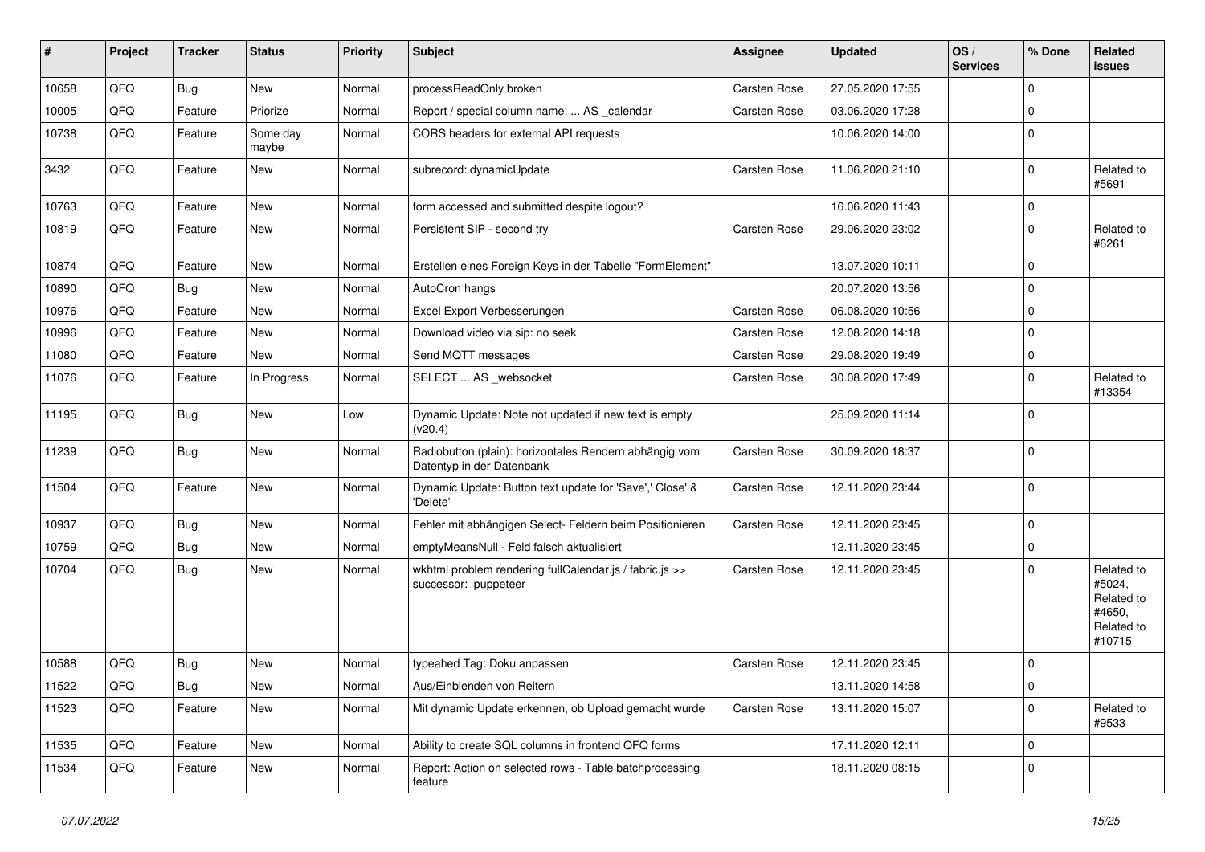| # | Project | Tracker | Status | Priority | Subject | Assignee | Updated | OS / Services | % Done | Related issues |
|---|---|---|---|---|---|---|---|---|---|---|
| 10658 | QFQ | Bug | New | Normal | processReadOnly broken | Carsten Rose | 27.05.2020 17:55 | | 0 | |
| 10005 | QFQ | Feature | Priorize | Normal | Report / special column name: ... AS _calendar | Carsten Rose | 03.06.2020 17:28 | | 0 | |
| 10738 | QFQ | Feature | Some day maybe | Normal | CORS headers for external API requests | | 10.06.2020 14:00 | | 0 | |
| 3432 | QFQ | Feature | New | Normal | subrecord: dynamicUpdate | Carsten Rose | 11.06.2020 21:10 | | 0 | Related to #5691 |
| 10763 | QFQ | Feature | New | Normal | form accessed and submitted despite logout? | | 16.06.2020 11:43 | | 0 | |
| 10819 | QFQ | Feature | New | Normal | Persistent SIP - second try | Carsten Rose | 29.06.2020 23:02 | | 0 | Related to #6261 |
| 10874 | QFQ | Feature | New | Normal | Erstellen eines Foreign Keys in der Tabelle "FormElement" | | 13.07.2020 10:11 | | 0 | |
| 10890 | QFQ | Bug | New | Normal | AutoCron hangs | | 20.07.2020 13:56 | | 0 | |
| 10976 | QFQ | Feature | New | Normal | Excel Export Verbesserungen | Carsten Rose | 06.08.2020 10:56 | | 0 | |
| 10996 | QFQ | Feature | New | Normal | Download video via sip: no seek | Carsten Rose | 12.08.2020 14:18 | | 0 | |
| 11080 | QFQ | Feature | New | Normal | Send MQTT messages | Carsten Rose | 29.08.2020 19:49 | | 0 | |
| 11076 | QFQ | Feature | In Progress | Normal | SELECT ... AS _websocket | Carsten Rose | 30.08.2020 17:49 | | 0 | Related to #13354 |
| 11195 | QFQ | Bug | New | Low | Dynamic Update: Note not updated if new text is empty (v20.4) | | 25.09.2020 11:14 | | 0 | |
| 11239 | QFQ | Bug | New | Normal | Radiobutton (plain): horizontales Rendern abhängig vom Datentyp in der Datenbank | Carsten Rose | 30.09.2020 18:37 | | 0 | |
| 11504 | QFQ | Feature | New | Normal | Dynamic Update: Button text update for 'Save',' Close' & 'Delete' | Carsten Rose | 12.11.2020 23:44 | | 0 | |
| 10937 | QFQ | Bug | New | Normal | Fehler mit abhängigen Select- Feldern beim Positionieren | Carsten Rose | 12.11.2020 23:45 | | 0 | |
| 10759 | QFQ | Bug | New | Normal | emptyMeansNull - Feld falsch aktualisiert | | 12.11.2020 23:45 | | 0 | |
| 10704 | QFQ | Bug | New | Normal | wkhtml problem rendering fullCalendar.js / fabric.js >> successor: puppeteer | Carsten Rose | 12.11.2020 23:45 | | 0 | Related to #5024, Related to #4650, Related to #10715 |
| 10588 | QFQ | Bug | New | Normal | typeahed Tag: Doku anpassen | Carsten Rose | 12.11.2020 23:45 | | 0 | |
| 11522 | QFQ | Bug | New | Normal | Aus/Einblenden von Reitern | | 13.11.2020 14:58 | | 0 | |
| 11523 | QFQ | Feature | New | Normal | Mit dynamic Update erkennen, ob Upload gemacht wurde | Carsten Rose | 13.11.2020 15:07 | | 0 | Related to #9533 |
| 11535 | QFQ | Feature | New | Normal | Ability to create SQL columns in frontend QFQ forms | | 17.11.2020 12:11 | | 0 | |
| 11534 | QFQ | Feature | New | Normal | Report: Action on selected rows - Table batchprocessing feature | | 18.11.2020 08:15 | | 0 | |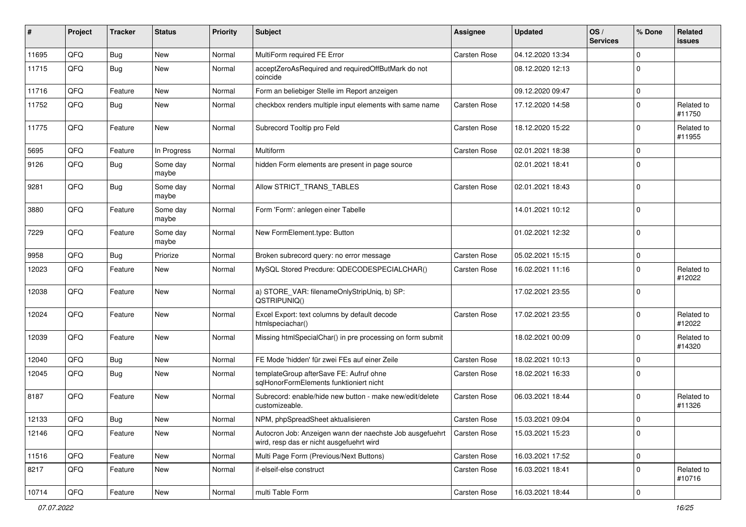| # | Project | Tracker | Status | Priority | Subject | Assignee | Updated | OS / Services | % Done | Related issues |
|---|---|---|---|---|---|---|---|---|---|---|
| 11695 | QFQ | Bug | New | Normal | MultiForm required FE Error | Carsten Rose | 04.12.2020 13:34 | | 0 | |
| 11715 | QFQ | Bug | New | Normal | acceptZeroAsRequired and requiredOffButMark do not coincide | | 08.12.2020 12:13 | | 0 | |
| 11716 | QFQ | Feature | New | Normal | Form an beliebiger Stelle im Report anzeigen | | 09.12.2020 09:47 | | 0 | |
| 11752 | QFQ | Bug | New | Normal | checkbox renders multiple input elements with same name | Carsten Rose | 17.12.2020 14:58 | | 0 | Related to #11750 |
| 11775 | QFQ | Feature | New | Normal | Subrecord Tooltip pro Feld | Carsten Rose | 18.12.2020 15:22 | | 0 | Related to #11955 |
| 5695 | QFQ | Feature | In Progress | Normal | Multiform | Carsten Rose | 02.01.2021 18:38 | | 0 | |
| 9126 | QFQ | Bug | Some day maybe | Normal | hidden Form elements are present in page source | | 02.01.2021 18:41 | | 0 | |
| 9281 | QFQ | Bug | Some day maybe | Normal | Allow STRICT_TRANS_TABLES | Carsten Rose | 02.01.2021 18:43 | | 0 | |
| 3880 | QFQ | Feature | Some day maybe | Normal | Form 'Form': anlegen einer Tabelle | | 14.01.2021 10:12 | | 0 | |
| 7229 | QFQ | Feature | Some day maybe | Normal | New FormElement.type: Button | | 01.02.2021 12:32 | | 0 | |
| 9958 | QFQ | Bug | Priorize | Normal | Broken subrecord query: no error message | Carsten Rose | 05.02.2021 15:15 | | 0 | |
| 12023 | QFQ | Feature | New | Normal | MySQL Stored Precdure: QDECODESPECIALCHAR() | Carsten Rose | 16.02.2021 11:16 | | 0 | Related to #12022 |
| 12038 | QFQ | Feature | New | Normal | a) STORE_VAR: filenameOnlyStripUniq, b) SP: QSTRIPUNIQ() | | 17.02.2021 23:55 | | 0 | |
| 12024 | QFQ | Feature | New | Normal | Excel Export: text columns by default decode htmlspeciachar() | Carsten Rose | 17.02.2021 23:55 | | 0 | Related to #12022 |
| 12039 | QFQ | Feature | New | Normal | Missing htmlSpecialChar() in pre processing on form submit | | 18.02.2021 00:09 | | 0 | Related to #14320 |
| 12040 | QFQ | Bug | New | Normal | FE Mode 'hidden' für zwei FEs auf einer Zeile | Carsten Rose | 18.02.2021 10:13 | | 0 | |
| 12045 | QFQ | Bug | New | Normal | templateGroup afterSave FE: Aufruf ohne sqlHonorFormElements funktioniert nicht | Carsten Rose | 18.02.2021 16:33 | | 0 | |
| 8187 | QFQ | Feature | New | Normal | Subrecord: enable/hide new button - make new/edit/delete customizeable. | Carsten Rose | 06.03.2021 18:44 | | 0 | Related to #11326 |
| 12133 | QFQ | Bug | New | Normal | NPM, phpSpreadSheet aktualisieren | Carsten Rose | 15.03.2021 09:04 | | 0 | |
| 12146 | QFQ | Feature | New | Normal | Autocron Job: Anzeigen wann der naechste Job ausgefuehrt wird, resp das er nicht ausgefuehrt wird | Carsten Rose | 15.03.2021 15:23 | | 0 | |
| 11516 | QFQ | Feature | New | Normal | Multi Page Form (Previous/Next Buttons) | Carsten Rose | 16.03.2021 17:52 | | 0 | |
| 8217 | QFQ | Feature | New | Normal | if-elseif-else construct | Carsten Rose | 16.03.2021 18:41 | | 0 | Related to #10716 |
| 10714 | QFQ | Feature | New | Normal | multi Table Form | Carsten Rose | 16.03.2021 18:44 | | 0 | |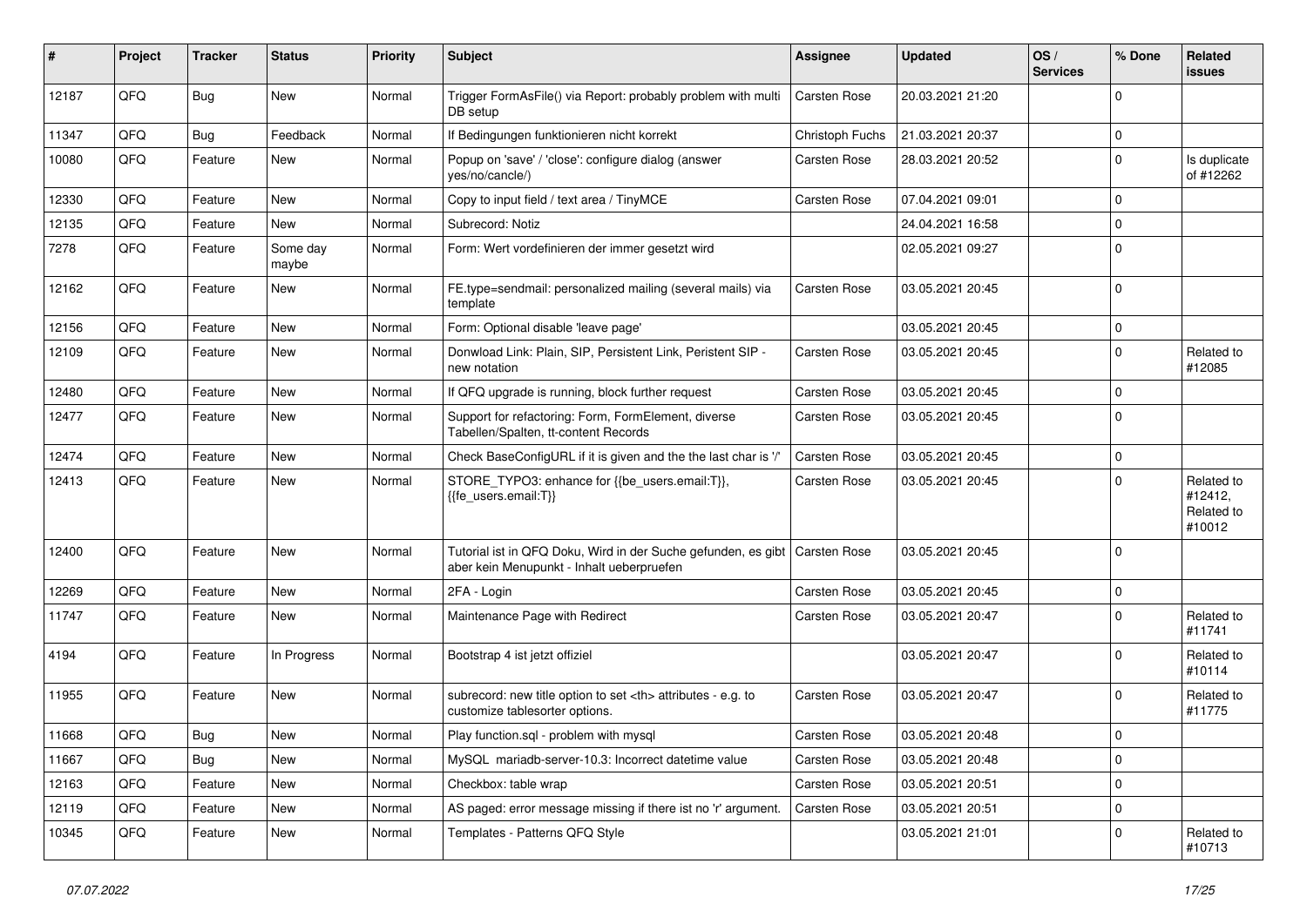| # | Project | Tracker | Status | Priority | Subject | Assignee | Updated | OS / Services | % Done | Related issues |
|---|---|---|---|---|---|---|---|---|---|---|
| 12187 | QFQ | Bug | New | Normal | Trigger FormAsFile() via Report: probably problem with multi DB setup | Carsten Rose | 20.03.2021 21:20 | | 0 | |
| 11347 | QFQ | Bug | Feedback | Normal | If Bedingungen funktionieren nicht korrekt | Christoph Fuchs | 21.03.2021 20:37 | | 0 | |
| 10080 | QFQ | Feature | New | Normal | Popup on 'save' / 'close': configure dialog (answer yes/no/cancle/) | Carsten Rose | 28.03.2021 20:52 | | 0 | Is duplicate of #12262 |
| 12330 | QFQ | Feature | New | Normal | Copy to input field / text area / TinyMCE | Carsten Rose | 07.04.2021 09:01 | | 0 | |
| 12135 | QFQ | Feature | New | Normal | Subrecord: Notiz | | 24.04.2021 16:58 | | 0 | |
| 7278 | QFQ | Feature | Some day maybe | Normal | Form: Wert vordefinieren der immer gesetzt wird | | 02.05.2021 09:27 | | 0 | |
| 12162 | QFQ | Feature | New | Normal | FE.type=sendmail: personalized mailing (several mails) via template | Carsten Rose | 03.05.2021 20:45 | | 0 | |
| 12156 | QFQ | Feature | New | Normal | Form: Optional disable 'leave page' | | 03.05.2021 20:45 | | 0 | |
| 12109 | QFQ | Feature | New | Normal | Donwload Link: Plain, SIP, Persistent Link, Peristent SIP - new notation | Carsten Rose | 03.05.2021 20:45 | | 0 | Related to #12085 |
| 12480 | QFQ | Feature | New | Normal | If QFQ upgrade is running, block further request | Carsten Rose | 03.05.2021 20:45 | | 0 | |
| 12477 | QFQ | Feature | New | Normal | Support for refactoring: Form, FormElement, diverse Tabellen/Spalten, tt-content Records | Carsten Rose | 03.05.2021 20:45 | | 0 | |
| 12474 | QFQ | Feature | New | Normal | Check BaseConfigURL if it is given and the the last char is '/' | Carsten Rose | 03.05.2021 20:45 | | 0 | |
| 12413 | QFQ | Feature | New | Normal | STORE_TYPO3: enhance for {{be_users.email:T}}, {{fe_users.email:T}} | Carsten Rose | 03.05.2021 20:45 | | 0 | Related to #12412, Related to #10012 |
| 12400 | QFQ | Feature | New | Normal | Tutorial ist in QFQ Doku, Wird in der Suche gefunden, es gibt aber kein Menupunkt - Inhalt ueberpruefen | Carsten Rose | 03.05.2021 20:45 | | 0 | |
| 12269 | QFQ | Feature | New | Normal | 2FA - Login | Carsten Rose | 03.05.2021 20:45 | | 0 | |
| 11747 | QFQ | Feature | New | Normal | Maintenance Page with Redirect | Carsten Rose | 03.05.2021 20:47 | | 0 | Related to #11741 |
| 4194 | QFQ | Feature | In Progress | Normal | Bootstrap 4 ist jetzt offiziel | | 03.05.2021 20:47 | | 0 | Related to #10114 |
| 11955 | QFQ | Feature | New | Normal | subrecord: new title option to set <th> attributes - e.g. to customize tablesorter options. | Carsten Rose | 03.05.2021 20:47 | | 0 | Related to #11775 |
| 11668 | QFQ | Bug | New | Normal | Play function.sql - problem with mysql | Carsten Rose | 03.05.2021 20:48 | | 0 | |
| 11667 | QFQ | Bug | New | Normal | MySQL mariadb-server-10.3: Incorrect datetime value | Carsten Rose | 03.05.2021 20:48 | | 0 | |
| 12163 | QFQ | Feature | New | Normal | Checkbox: table wrap | Carsten Rose | 03.05.2021 20:51 | | 0 | |
| 12119 | QFQ | Feature | New | Normal | AS paged: error message missing if there ist no 'r' argument. | Carsten Rose | 03.05.2021 20:51 | | 0 | |
| 10345 | QFQ | Feature | New | Normal | Templates - Patterns QFQ Style | | 03.05.2021 21:01 | | 0 | Related to #10713 |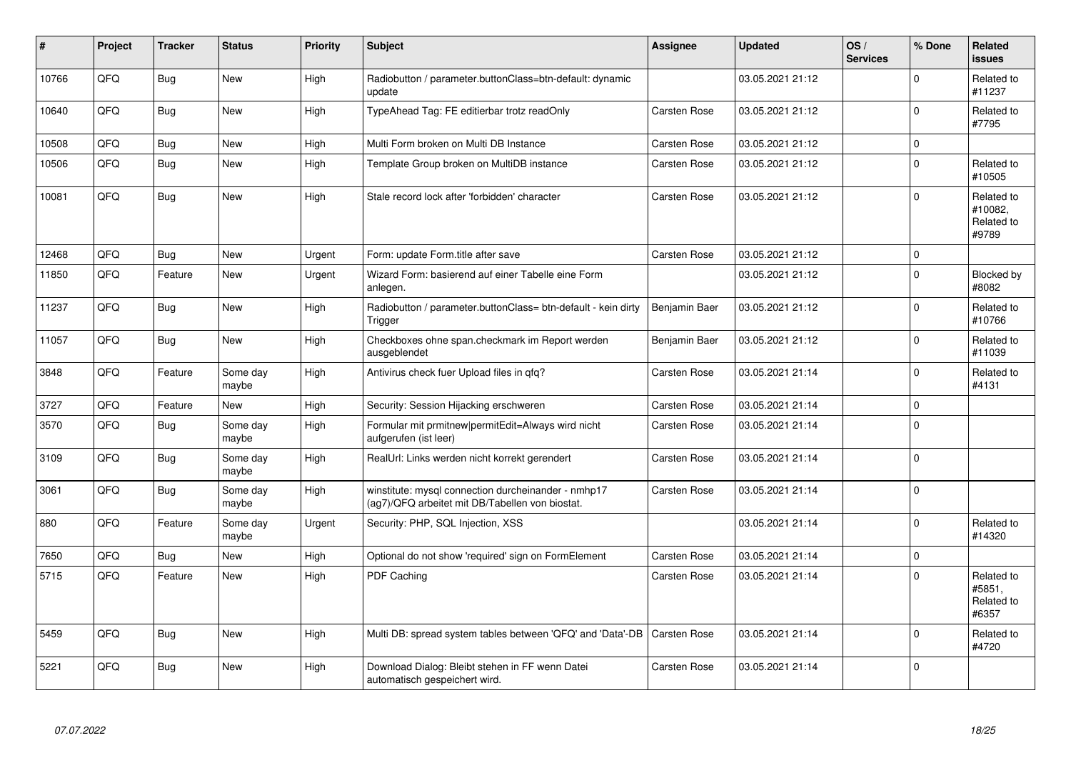| # | Project | Tracker | Status | Priority | Subject | Assignee | Updated | OS / Services | % Done | Related issues |
|---|---|---|---|---|---|---|---|---|---|---|
| 10766 | QFQ | Bug | New | High | Radiobutton / parameter.buttonClass=btn-default: dynamic update | | 03.05.2021 21:12 | | 0 | Related to #11237 |
| 10640 | QFQ | Bug | New | High | TypeAhead Tag: FE editierbar trotz readOnly | Carsten Rose | 03.05.2021 21:12 | | 0 | Related to #7795 |
| 10508 | QFQ | Bug | New | High | Multi Form broken on Multi DB Instance | Carsten Rose | 03.05.2021 21:12 | | 0 | |
| 10506 | QFQ | Bug | New | High | Template Group broken on MultiDB instance | Carsten Rose | 03.05.2021 21:12 | | 0 | Related to #10505 |
| 10081 | QFQ | Bug | New | High | Stale record lock after 'forbidden' character | Carsten Rose | 03.05.2021 21:12 | | 0 | Related to #10082, Related to #9789 |
| 12468 | QFQ | Bug | New | Urgent | Form: update Form.title after save | Carsten Rose | 03.05.2021 21:12 | | 0 | |
| 11850 | QFQ | Feature | New | Urgent | Wizard Form: basierend auf einer Tabelle eine Form anlegen. | | 03.05.2021 21:12 | | 0 | Blocked by #8082 |
| 11237 | QFQ | Bug | New | High | Radiobutton / parameter.buttonClass= btn-default - kein dirty Trigger | Benjamin Baer | 03.05.2021 21:12 | | 0 | Related to #10766 |
| 11057 | QFQ | Bug | New | High | Checkboxes ohne span.checkmark im Report werden ausgeblendet | Benjamin Baer | 03.05.2021 21:12 | | 0 | Related to #11039 |
| 3848 | QFQ | Feature | Some day maybe | High | Antivirus check fuer Upload files in qfq? | Carsten Rose | 03.05.2021 21:14 | | 0 | Related to #4131 |
| 3727 | QFQ | Feature | New | High | Security: Session Hijacking erschweren | Carsten Rose | 03.05.2021 21:14 | | 0 | |
| 3570 | QFQ | Bug | Some day maybe | High | Formular mit prmitnew\|permitEdit=Always wird nicht aufgerufen (ist leer) | Carsten Rose | 03.05.2021 21:14 | | 0 | |
| 3109 | QFQ | Bug | Some day maybe | High | RealUrl: Links werden nicht korrekt gerendert | Carsten Rose | 03.05.2021 21:14 | | 0 | |
| 3061 | QFQ | Bug | Some day maybe | High | winstitute: mysql connection durcheinander - nmhp17 (ag7)/QFQ arbeitet mit DB/Tabellen von biostat. | Carsten Rose | 03.05.2021 21:14 | | 0 | |
| 880 | QFQ | Feature | Some day maybe | Urgent | Security: PHP, SQL Injection, XSS | | 03.05.2021 21:14 | | 0 | Related to #14320 |
| 7650 | QFQ | Bug | New | High | Optional do not show 'required' sign on FormElement | Carsten Rose | 03.05.2021 21:14 | | 0 | |
| 5715 | QFQ | Feature | New | High | PDF Caching | Carsten Rose | 03.05.2021 21:14 | | 0 | Related to #5851, Related to #6357 |
| 5459 | QFQ | Bug | New | High | Multi DB: spread system tables between 'QFQ' and 'Data'-DB | Carsten Rose | 03.05.2021 21:14 | | 0 | Related to #4720 |
| 5221 | QFQ | Bug | New | High | Download Dialog: Bleibt stehen in FF wenn Datei automatisch gespeichert wird. | Carsten Rose | 03.05.2021 21:14 | | 0 | |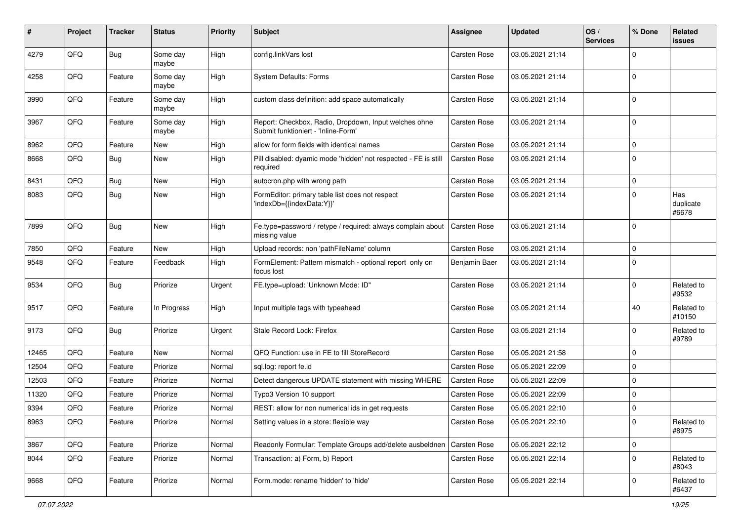| # | Project | Tracker | Status | Priority | Subject | Assignee | Updated | OS / Services | % Done | Related issues |
|---|---|---|---|---|---|---|---|---|---|---|
| 4279 | QFQ | Bug | Some day maybe | High | config.linkVars lost | Carsten Rose | 03.05.2021 21:14 | | 0 | |
| 4258 | QFQ | Feature | Some day maybe | High | System Defaults: Forms | Carsten Rose | 03.05.2021 21:14 | | 0 | |
| 3990 | QFQ | Feature | Some day maybe | High | custom class definition: add space automatically | Carsten Rose | 03.05.2021 21:14 | | 0 | |
| 3967 | QFQ | Feature | Some day maybe | High | Report: Checkbox, Radio, Dropdown, Input welches ohne Submit funktioniert - 'Inline-Form' | Carsten Rose | 03.05.2021 21:14 | | 0 | |
| 8962 | QFQ | Feature | New | High | allow for form fields with identical names | Carsten Rose | 03.05.2021 21:14 | | 0 | |
| 8668 | QFQ | Bug | New | High | Pill disabled: dyamic mode 'hidden' not respected - FE is still required | Carsten Rose | 03.05.2021 21:14 | | 0 | |
| 8431 | QFQ | Bug | New | High | autocron.php with wrong path | Carsten Rose | 03.05.2021 21:14 | | 0 | |
| 8083 | QFQ | Bug | New | High | FormEditor: primary table list does not respect 'indexDb={{indexData:Y}}' | Carsten Rose | 03.05.2021 21:14 | | 0 | Has duplicate #6678 |
| 7899 | QFQ | Bug | New | High | Fe.type=password / retype / required: always complain about missing value | Carsten Rose | 03.05.2021 21:14 | | 0 | |
| 7850 | QFQ | Feature | New | High | Upload records: non 'pathFileName' column | Carsten Rose | 03.05.2021 21:14 | | 0 | |
| 9548 | QFQ | Feature | Feedback | High | FormElement: Pattern mismatch - optional report only on focus lost | Benjamin Baer | 03.05.2021 21:14 | | 0 | |
| 9534 | QFQ | Bug | Priorize | Urgent | FE.type=upload: 'Unknown Mode: ID" | Carsten Rose | 03.05.2021 21:14 | | 0 | Related to #9532 |
| 9517 | QFQ | Feature | In Progress | High | Input multiple tags with typeahead | Carsten Rose | 03.05.2021 21:14 | | 40 | Related to #10150 |
| 9173 | QFQ | Bug | Priorize | Urgent | Stale Record Lock: Firefox | Carsten Rose | 03.05.2021 21:14 | | 0 | Related to #9789 |
| 12465 | QFQ | Feature | New | Normal | QFQ Function: use in FE to fill StoreRecord | Carsten Rose | 05.05.2021 21:58 | | 0 | |
| 12504 | QFQ | Feature | Priorize | Normal | sql.log: report fe.id | Carsten Rose | 05.05.2021 22:09 | | 0 | |
| 12503 | QFQ | Feature | Priorize | Normal | Detect dangerous UPDATE statement with missing WHERE | Carsten Rose | 05.05.2021 22:09 | | 0 | |
| 11320 | QFQ | Feature | Priorize | Normal | Typo3 Version 10 support | Carsten Rose | 05.05.2021 22:09 | | 0 | |
| 9394 | QFQ | Feature | Priorize | Normal | REST: allow for non numerical ids in get requests | Carsten Rose | 05.05.2021 22:10 | | 0 | |
| 8963 | QFQ | Feature | Priorize | Normal | Setting values in a store: flexible way | Carsten Rose | 05.05.2021 22:10 | | 0 | Related to #8975 |
| 3867 | QFQ | Feature | Priorize | Normal | Readonly Formular: Template Groups add/delete ausbeldnen | Carsten Rose | 05.05.2021 22:12 | | 0 | |
| 8044 | QFQ | Feature | Priorize | Normal | Transaction: a) Form, b) Report | Carsten Rose | 05.05.2021 22:14 | | 0 | Related to #8043 |
| 9668 | QFQ | Feature | Priorize | Normal | Form.mode: rename 'hidden' to 'hide' | Carsten Rose | 05.05.2021 22:14 | | 0 | Related to #6437 |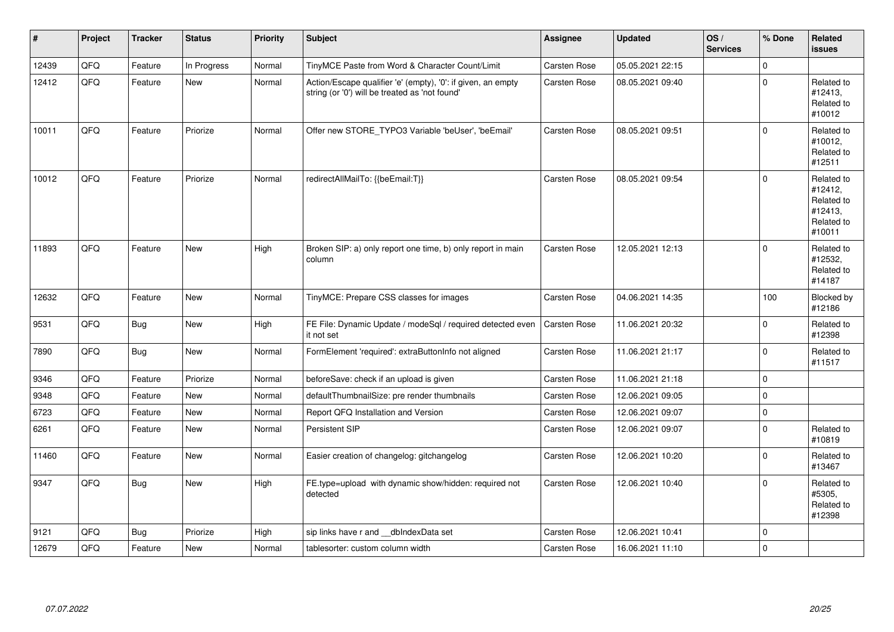| # | Project | Tracker | Status | Priority | Subject | Assignee | Updated | OS / Services | % Done | Related issues |
|---|---|---|---|---|---|---|---|---|---|---|
| 12439 | QFQ | Feature | In Progress | Normal | TinyMCE Paste from Word & Character Count/Limit | Carsten Rose | 05.05.2021 22:15 | | 0 | |
| 12412 | QFQ | Feature | New | Normal | Action/Escape qualifier 'e' (empty), '0': if given, an empty string (or '0') will be treated as 'not found' | Carsten Rose | 08.05.2021 09:40 | | 0 | Related to #12413, Related to #10012 |
| 10011 | QFQ | Feature | Priorize | Normal | Offer new STORE_TYPO3 Variable 'beUser', 'beEmail' | Carsten Rose | 08.05.2021 09:51 | | 0 | Related to #10012, Related to #12511 |
| 10012 | QFQ | Feature | Priorize | Normal | redirectAllMailTo: {{beEmail:T}} | Carsten Rose | 08.05.2021 09:54 | | 0 | Related to #12412, Related to #12413, Related to #10011 |
| 11893 | QFQ | Feature | New | High | Broken SIP: a) only report one time, b) only report in main column | Carsten Rose | 12.05.2021 12:13 | | 0 | Related to #12532, Related to #14187 |
| 12632 | QFQ | Feature | New | Normal | TinyMCE: Prepare CSS classes for images | Carsten Rose | 04.06.2021 14:35 | | 100 | Blocked by #12186 |
| 9531 | QFQ | Bug | New | High | FE File: Dynamic Update / modeSql / required detected even it not set | Carsten Rose | 11.06.2021 20:32 | | 0 | Related to #12398 |
| 7890 | QFQ | Bug | New | Normal | FormElement 'required': extraButtonInfo not aligned | Carsten Rose | 11.06.2021 21:17 | | 0 | Related to #11517 |
| 9346 | QFQ | Feature | Priorize | Normal | beforeSave: check if an upload is given | Carsten Rose | 11.06.2021 21:18 | | 0 | |
| 9348 | QFQ | Feature | New | Normal | defaultThumbnailSize: pre render thumbnails | Carsten Rose | 12.06.2021 09:05 | | 0 | |
| 6723 | QFQ | Feature | New | Normal | Report QFQ Installation and Version | Carsten Rose | 12.06.2021 09:07 | | 0 | |
| 6261 | QFQ | Feature | New | Normal | Persistent SIP | Carsten Rose | 12.06.2021 09:07 | | 0 | Related to #10819 |
| 11460 | QFQ | Feature | New | Normal | Easier creation of changelog: gitchangelog | Carsten Rose | 12.06.2021 10:20 | | 0 | Related to #13467 |
| 9347 | QFQ | Bug | New | High | FE.type=upload with dynamic show/hidden: required not detected | Carsten Rose | 12.06.2021 10:40 | | 0 | Related to #5305, Related to #12398 |
| 9121 | QFQ | Bug | Priorize | High | sip links have r and __dbIndexData set | Carsten Rose | 12.06.2021 10:41 | | 0 | |
| 12679 | QFQ | Feature | New | Normal | tablesorter: custom column width | Carsten Rose | 16.06.2021 11:10 | | 0 | |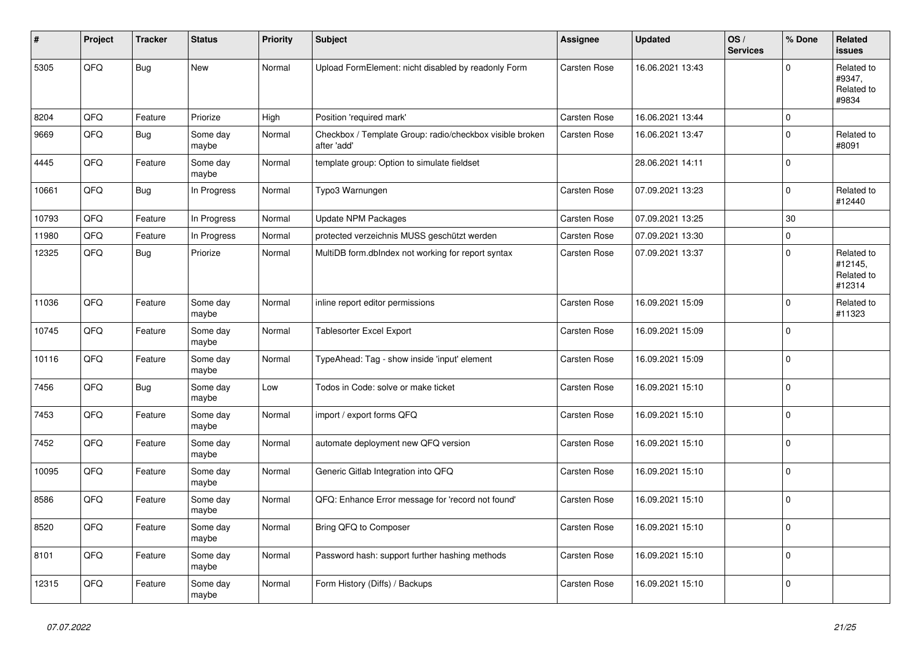| # | Project | Tracker | Status | Priority | Subject | Assignee | Updated | OS / Services | % Done | Related issues |
|---|---|---|---|---|---|---|---|---|---|---|
| 5305 | QFQ | Bug | New | Normal | Upload FormElement: nicht disabled by readonly Form | Carsten Rose | 16.06.2021 13:43 | | 0 | Related to #9347, Related to #9834 |
| 8204 | QFQ | Feature | Priorize | High | Position 'required mark' | Carsten Rose | 16.06.2021 13:44 | | 0 | |
| 9669 | QFQ | Bug | Some day maybe | Normal | Checkbox / Template Group: radio/checkbox visible broken after 'add' | Carsten Rose | 16.06.2021 13:47 | | 0 | Related to #8091 |
| 4445 | QFQ | Feature | Some day maybe | Normal | template group: Option to simulate fieldset | | 28.06.2021 14:11 | | 0 | |
| 10661 | QFQ | Bug | In Progress | Normal | Typo3 Warnungen | Carsten Rose | 07.09.2021 13:23 | | 0 | Related to #12440 |
| 10793 | QFQ | Feature | In Progress | Normal | Update NPM Packages | Carsten Rose | 07.09.2021 13:25 | | 30 | |
| 11980 | QFQ | Feature | In Progress | Normal | protected verzeichnis MUSS geschützt werden | Carsten Rose | 07.09.2021 13:30 | | 0 | |
| 12325 | QFQ | Bug | Priorize | Normal | MultiDB form.dbIndex not working for report syntax | Carsten Rose | 07.09.2021 13:37 | | 0 | Related to #12145, Related to #12314 |
| 11036 | QFQ | Feature | Some day maybe | Normal | inline report editor permissions | Carsten Rose | 16.09.2021 15:09 | | 0 | Related to #11323 |
| 10745 | QFQ | Feature | Some day maybe | Normal | Tablesorter Excel Export | Carsten Rose | 16.09.2021 15:09 | | 0 | |
| 10116 | QFQ | Feature | Some day maybe | Normal | TypeAhead: Tag - show inside 'input' element | Carsten Rose | 16.09.2021 15:09 | | 0 | |
| 7456 | QFQ | Bug | Some day maybe | Low | Todos in Code: solve or make ticket | Carsten Rose | 16.09.2021 15:10 | | 0 | |
| 7453 | QFQ | Feature | Some day maybe | Normal | import / export forms QFQ | Carsten Rose | 16.09.2021 15:10 | | 0 | |
| 7452 | QFQ | Feature | Some day maybe | Normal | automate deployment new QFQ version | Carsten Rose | 16.09.2021 15:10 | | 0 | |
| 10095 | QFQ | Feature | Some day maybe | Normal | Generic Gitlab Integration into QFQ | Carsten Rose | 16.09.2021 15:10 | | 0 | |
| 8586 | QFQ | Feature | Some day maybe | Normal | QFQ: Enhance Error message for 'record not found' | Carsten Rose | 16.09.2021 15:10 | | 0 | |
| 8520 | QFQ | Feature | Some day maybe | Normal | Bring QFQ to Composer | Carsten Rose | 16.09.2021 15:10 | | 0 | |
| 8101 | QFQ | Feature | Some day maybe | Normal | Password hash: support further hashing methods | Carsten Rose | 16.09.2021 15:10 | | 0 | |
| 12315 | QFQ | Feature | Some day maybe | Normal | Form History (Diffs) / Backups | Carsten Rose | 16.09.2021 15:10 | | 0 | |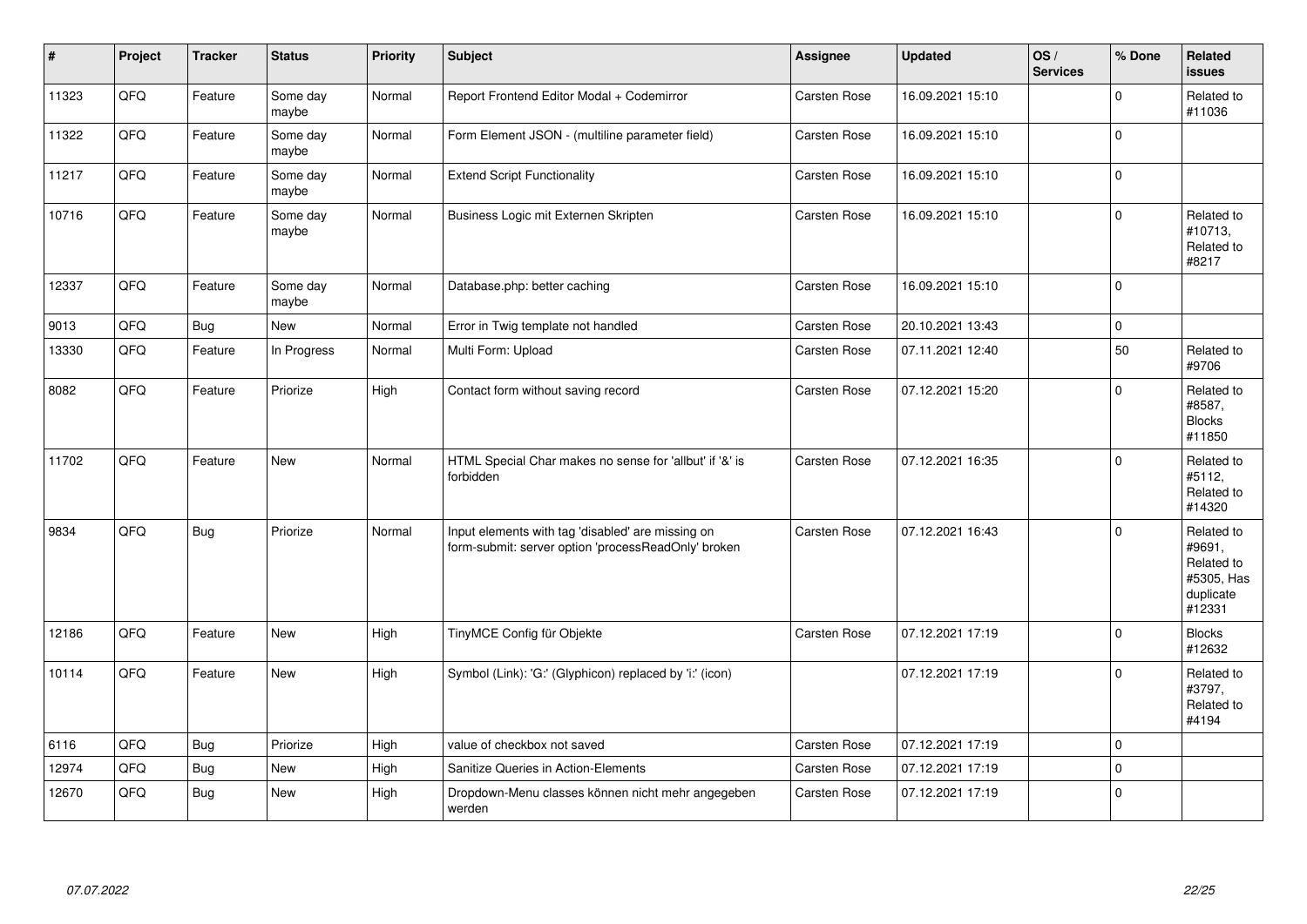| # | Project | Tracker | Status | Priority | Subject | Assignee | Updated | OS / Services | % Done | Related issues |
|---|---|---|---|---|---|---|---|---|---|---|
| 11323 | QFQ | Feature | Some day maybe | Normal | Report Frontend Editor Modal + Codemirror | Carsten Rose | 16.09.2021 15:10 | | 0 | Related to #11036 |
| 11322 | QFQ | Feature | Some day maybe | Normal | Form Element JSON - (multiline parameter field) | Carsten Rose | 16.09.2021 15:10 | | 0 | |
| 11217 | QFQ | Feature | Some day maybe | Normal | Extend Script Functionality | Carsten Rose | 16.09.2021 15:10 | | 0 | |
| 10716 | QFQ | Feature | Some day maybe | Normal | Business Logic mit Externen Skripten | Carsten Rose | 16.09.2021 15:10 | | 0 | Related to #10713, Related to #8217 |
| 12337 | QFQ | Feature | Some day maybe | Normal | Database.php: better caching | Carsten Rose | 16.09.2021 15:10 | | 0 | |
| 9013 | QFQ | Bug | New | Normal | Error in Twig template not handled | Carsten Rose | 20.10.2021 13:43 | | 0 | |
| 13330 | QFQ | Feature | In Progress | Normal | Multi Form: Upload | Carsten Rose | 07.11.2021 12:40 | | 50 | Related to #9706 |
| 8082 | QFQ | Feature | Priorize | High | Contact form without saving record | Carsten Rose | 07.12.2021 15:20 | | 0 | Related to #8587, Blocks #11850 |
| 11702 | QFQ | Feature | New | Normal | HTML Special Char makes no sense for 'allbut' if '&' is forbidden | Carsten Rose | 07.12.2021 16:35 | | 0 | Related to #5112, Related to #14320 |
| 9834 | QFQ | Bug | Priorize | Normal | Input elements with tag 'disabled' are missing on form-submit: server option 'processReadOnly' broken | Carsten Rose | 07.12.2021 16:43 | | 0 | Related to #9691, Related to #5305, Has duplicate #12331 |
| 12186 | QFQ | Feature | New | High | TinyMCE Config für Objekte | Carsten Rose | 07.12.2021 17:19 | | 0 | Blocks #12632 |
| 10114 | QFQ | Feature | New | High | Symbol (Link): 'G:' (Glyphicon) replaced by 'i:' (icon) | | 07.12.2021 17:19 | | 0 | Related to #3797, Related to #4194 |
| 6116 | QFQ | Bug | Priorize | High | value of checkbox not saved | Carsten Rose | 07.12.2021 17:19 | | 0 | |
| 12974 | QFQ | Bug | New | High | Sanitize Queries in Action-Elements | Carsten Rose | 07.12.2021 17:19 | | 0 | |
| 12670 | QFQ | Bug | New | High | Dropdown-Menu classes können nicht mehr angegeben werden | Carsten Rose | 07.12.2021 17:19 | | 0 | |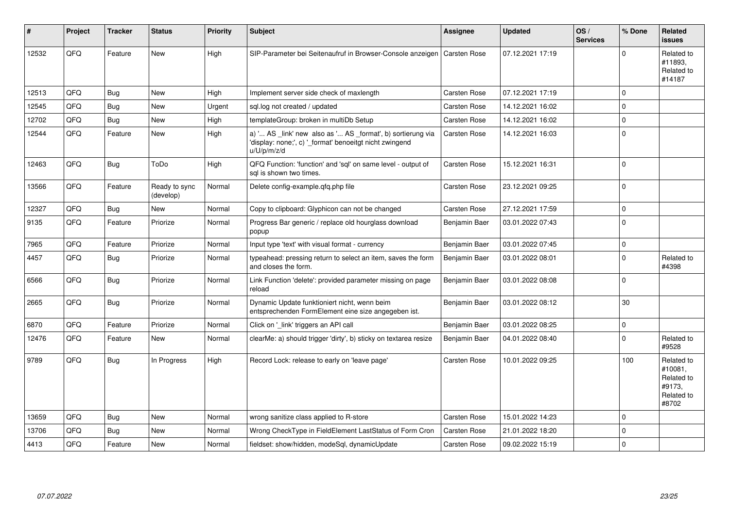| # | Project | Tracker | Status | Priority | Subject | Assignee | Updated | OS / Services | % Done | Related issues |
|---|---|---|---|---|---|---|---|---|---|---|
| 12532 | QFQ | Feature | New | High | SIP-Parameter bei Seitenaufruf in Browser-Console anzeigen | Carsten Rose | 07.12.2021 17:19 | | 0 | Related to #11893, Related to #14187 |
| 12513 | QFQ | Bug | New | High | Implement server side check of maxlength | Carsten Rose | 07.12.2021 17:19 | | 0 | |
| 12545 | QFQ | Bug | New | Urgent | sql.log not created / updated | Carsten Rose | 14.12.2021 16:02 | | 0 | |
| 12702 | QFQ | Bug | New | High | templateGroup: broken in multiDb Setup | Carsten Rose | 14.12.2021 16:02 | | 0 | |
| 12544 | QFQ | Feature | New | High | a) '... AS _link' new also as '... AS _format', b) sortierung via 'display: none;', c) '_format' benoeitgt nicht zwingend u/U/p/m/z/d | Carsten Rose | 14.12.2021 16:03 | | 0 | |
| 12463 | QFQ | Bug | ToDo | High | QFQ Function: 'function' and 'sql' on same level - output of sql is shown two times. | Carsten Rose | 15.12.2021 16:31 | | 0 | |
| 13566 | QFQ | Feature | Ready to sync (develop) | Normal | Delete config-example.qfq.php file | Carsten Rose | 23.12.2021 09:25 | | 0 | |
| 12327 | QFQ | Bug | New | Normal | Copy to clipboard: Glyphicon can not be changed | Carsten Rose | 27.12.2021 17:59 | | 0 | |
| 9135 | QFQ | Feature | Priorize | Normal | Progress Bar generic / replace old hourglass download popup | Benjamin Baer | 03.01.2022 07:43 | | 0 | |
| 7965 | QFQ | Feature | Priorize | Normal | Input type 'text' with visual format - currency | Benjamin Baer | 03.01.2022 07:45 | | 0 | |
| 4457 | QFQ | Bug | Priorize | Normal | typeahead: pressing return to select an item, saves the form and closes the form. | Benjamin Baer | 03.01.2022 08:01 | | 0 | Related to #4398 |
| 6566 | QFQ | Bug | Priorize | Normal | Link Function 'delete': provided parameter missing on page reload | Benjamin Baer | 03.01.2022 08:08 | | 0 | |
| 2665 | QFQ | Bug | Priorize | Normal | Dynamic Update funktioniert nicht, wenn beim entsprechenden FormElement eine size angegeben ist. | Benjamin Baer | 03.01.2022 08:12 | | 30 | |
| 6870 | QFQ | Feature | Priorize | Normal | Click on '_link' triggers an API call | Benjamin Baer | 03.01.2022 08:25 | | 0 | |
| 12476 | QFQ | Feature | New | Normal | clearMe: a) should trigger 'dirty', b) sticky on textarea resize | Benjamin Baer | 04.01.2022 08:40 | | 0 | Related to #9528 |
| 9789 | QFQ | Bug | In Progress | High | Record Lock: release to early on 'leave page' | Carsten Rose | 10.01.2022 09:25 | | 100 | Related to #10081, Related to #9173, Related to #8702 |
| 13659 | QFQ | Bug | New | Normal | wrong sanitize class applied to R-store | Carsten Rose | 15.01.2022 14:23 | | 0 | |
| 13706 | QFQ | Bug | New | Normal | Wrong CheckType in FieldElement LastStatus of Form Cron | Carsten Rose | 21.01.2022 18:20 | | 0 | |
| 4413 | QFQ | Feature | New | Normal | fieldset: show/hidden, modeSql, dynamicUpdate | Carsten Rose | 09.02.2022 15:19 | | 0 | |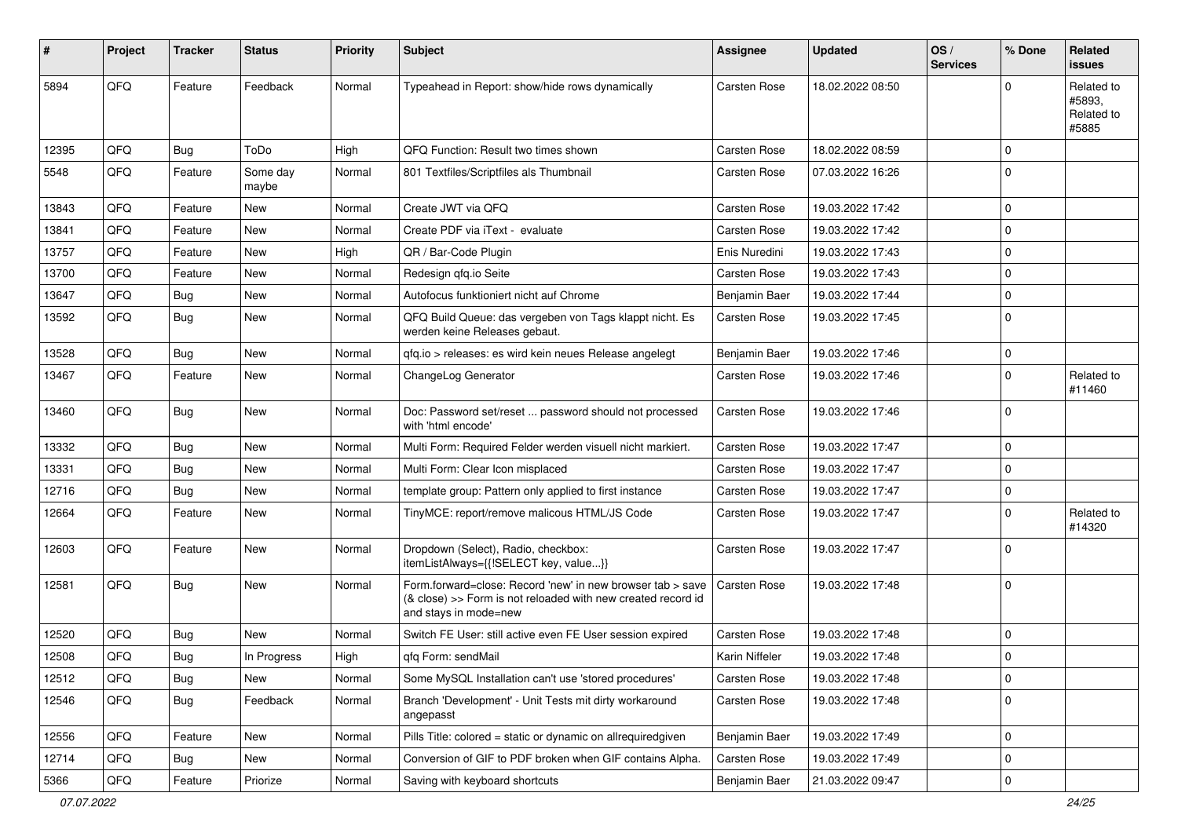| # | Project | Tracker | Status | Priority | Subject | Assignee | Updated | OS / Services | % Done | Related issues |
|---|---|---|---|---|---|---|---|---|---|---|
| 5894 | QFQ | Feature | Feedback | Normal | Typeahead in Report: show/hide rows dynamically | Carsten Rose | 18.02.2022 08:50 | | 0 | Related to #5893, Related to #5885 |
| 12395 | QFQ | Bug | ToDo | High | QFQ Function: Result two times shown | Carsten Rose | 18.02.2022 08:59 | | 0 | |
| 5548 | QFQ | Feature | Some day maybe | Normal | 801 Textfiles/Scriptfiles als Thumbnail | Carsten Rose | 07.03.2022 16:26 | | 0 | |
| 13843 | QFQ | Feature | New | Normal | Create JWT via QFQ | Carsten Rose | 19.03.2022 17:42 | | 0 | |
| 13841 | QFQ | Feature | New | Normal | Create PDF via iText - evaluate | Carsten Rose | 19.03.2022 17:42 | | 0 | |
| 13757 | QFQ | Feature | New | High | QR / Bar-Code Plugin | Enis Nuredini | 19.03.2022 17:43 | | 0 | |
| 13700 | QFQ | Feature | New | Normal | Redesign qfq.io Seite | Carsten Rose | 19.03.2022 17:43 | | 0 | |
| 13647 | QFQ | Bug | New | Normal | Autofocus funktioniert nicht auf Chrome | Benjamin Baer | 19.03.2022 17:44 | | 0 | |
| 13592 | QFQ | Bug | New | Normal | QFQ Build Queue: das vergeben von Tags klappt nicht. Es werden keine Releases gebaut. | Carsten Rose | 19.03.2022 17:45 | | 0 | |
| 13528 | QFQ | Bug | New | Normal | qfq.io > releases: es wird kein neues Release angelegt | Benjamin Baer | 19.03.2022 17:46 | | 0 | |
| 13467 | QFQ | Feature | New | Normal | ChangeLog Generator | Carsten Rose | 19.03.2022 17:46 | | 0 | Related to #11460 |
| 13460 | QFQ | Bug | New | Normal | Doc: Password set/reset ... password should not processed with 'html encode' | Carsten Rose | 19.03.2022 17:46 | | 0 | |
| 13332 | QFQ | Bug | New | Normal | Multi Form: Required Felder werden visuell nicht markiert. | Carsten Rose | 19.03.2022 17:47 | | 0 | |
| 13331 | QFQ | Bug | New | Normal | Multi Form: Clear Icon misplaced | Carsten Rose | 19.03.2022 17:47 | | 0 | |
| 12716 | QFQ | Bug | New | Normal | template group: Pattern only applied to first instance | Carsten Rose | 19.03.2022 17:47 | | 0 | |
| 12664 | QFQ | Feature | New | Normal | TinyMCE: report/remove malicous HTML/JS Code | Carsten Rose | 19.03.2022 17:47 | | 0 | Related to #14320 |
| 12603 | QFQ | Feature | New | Normal | Dropdown (Select), Radio, checkbox: itemListAlways={{!SELECT key, value...}} | Carsten Rose | 19.03.2022 17:47 | | 0 | |
| 12581 | QFQ | Bug | New | Normal | Form.forward=close: Record 'new' in new browser tab > save (& close) >> Form is not reloaded with new created record id and stays in mode=new | Carsten Rose | 19.03.2022 17:48 | | 0 | |
| 12520 | QFQ | Bug | New | Normal | Switch FE User: still active even FE User session expired | Carsten Rose | 19.03.2022 17:48 | | 0 | |
| 12508 | QFQ | Bug | In Progress | High | qfq Form: sendMail | Karin Niffeler | 19.03.2022 17:48 | | 0 | |
| 12512 | QFQ | Bug | New | Normal | Some MySQL Installation can't use 'stored procedures' | Carsten Rose | 19.03.2022 17:48 | | 0 | |
| 12546 | QFQ | Bug | Feedback | Normal | Branch 'Development' - Unit Tests mit dirty workaround angepasst | Carsten Rose | 19.03.2022 17:48 | | 0 | |
| 12556 | QFQ | Feature | New | Normal | Pills Title: colored = static or dynamic on allrequiredgiven | Benjamin Baer | 19.03.2022 17:49 | | 0 | |
| 12714 | QFQ | Bug | New | Normal | Conversion of GIF to PDF broken when GIF contains Alpha. | Carsten Rose | 19.03.2022 17:49 | | 0 | |
| 5366 | QFQ | Feature | Priorize | Normal | Saving with keyboard shortcuts | Benjamin Baer | 21.03.2022 09:47 | | 0 | |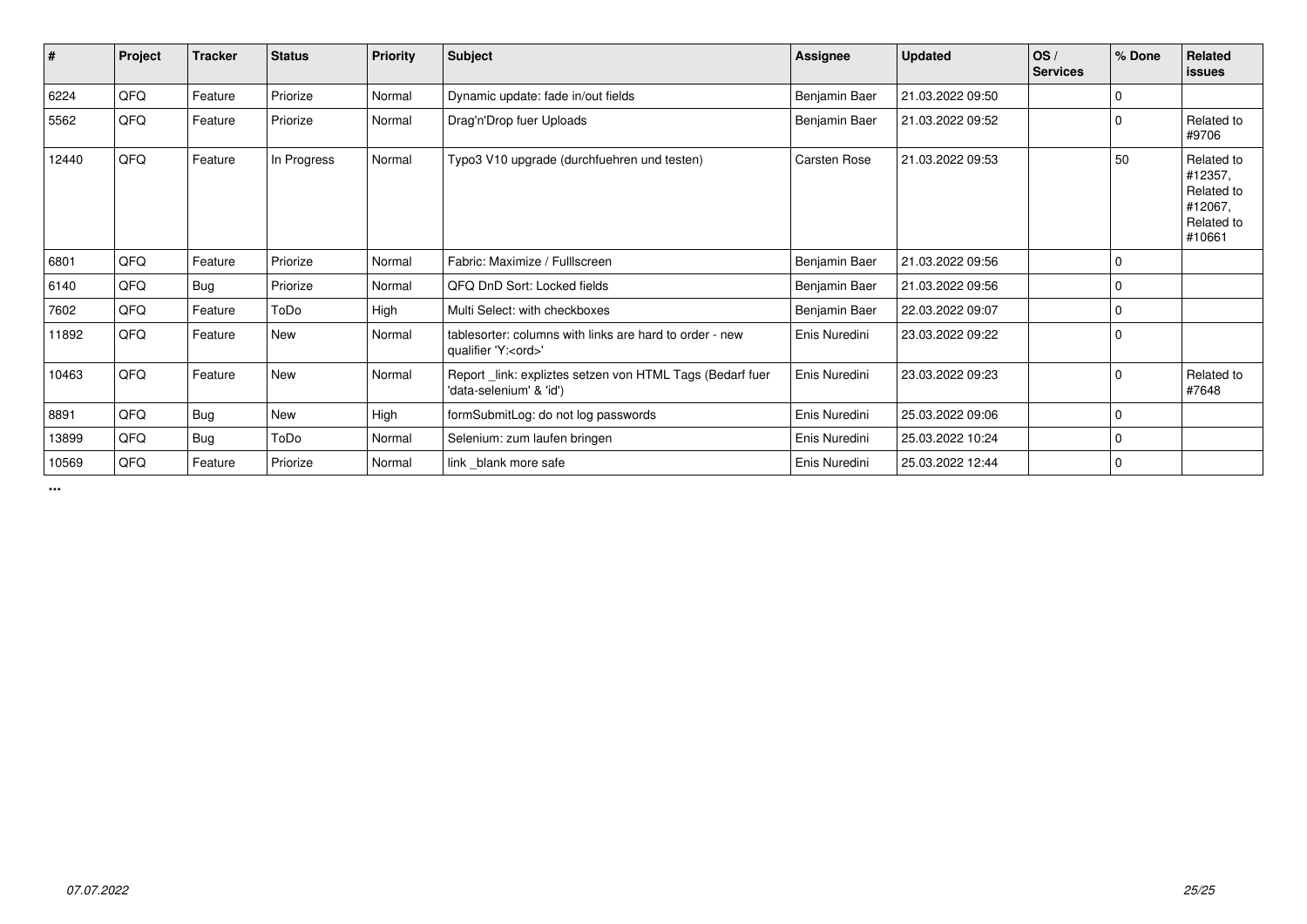| # | Project | Tracker | Status | Priority | Subject | Assignee | Updated | OS / Services | % Done | Related issues |
|---|---|---|---|---|---|---|---|---|---|---|
| 6224 | QFQ | Feature | Priorize | Normal | Dynamic update: fade in/out fields | Benjamin Baer | 21.03.2022 09:50 | | 0 | |
| 5562 | QFQ | Feature | Priorize | Normal | Drag'n'Drop fuer Uploads | Benjamin Baer | 21.03.2022 09:52 | | 0 | Related to #9706 |
| 12440 | QFQ | Feature | In Progress | Normal | Typo3 V10 upgrade (durchfuehren und testen) | Carsten Rose | 21.03.2022 09:53 | | 50 | Related to #12357, Related to #12067, Related to #10661 |
| 6801 | QFQ | Feature | Priorize | Normal | Fabric: Maximize / Fulllscreen | Benjamin Baer | 21.03.2022 09:56 | | 0 | |
| 6140 | QFQ | Bug | Priorize | Normal | QFQ DnD Sort: Locked fields | Benjamin Baer | 21.03.2022 09:56 | | 0 | |
| 7602 | QFQ | Feature | ToDo | High | Multi Select: with checkboxes | Benjamin Baer | 22.03.2022 09:07 | | 0 | |
| 11892 | QFQ | Feature | New | Normal | tablesorter: columns with links are hard to order - new qualifier 'Y:<ord>' | Enis Nuredini | 23.03.2022 09:22 | | 0 | |
| 10463 | QFQ | Feature | New | Normal | Report _link: expliztes setzen von HTML Tags (Bedarf fuer 'data-selenium' & 'id') | Enis Nuredini | 23.03.2022 09:23 | | 0 | Related to #7648 |
| 8891 | QFQ | Bug | New | High | formSubmitLog: do not log passwords | Enis Nuredini | 25.03.2022 09:06 | | 0 | |
| 13899 | QFQ | Bug | ToDo | Normal | Selenium: zum laufen bringen | Enis Nuredini | 25.03.2022 10:24 | | 0 | |
| 10569 | QFQ | Feature | Priorize | Normal | link _blank more safe | Enis Nuredini | 25.03.2022 12:44 | | 0 | |

...